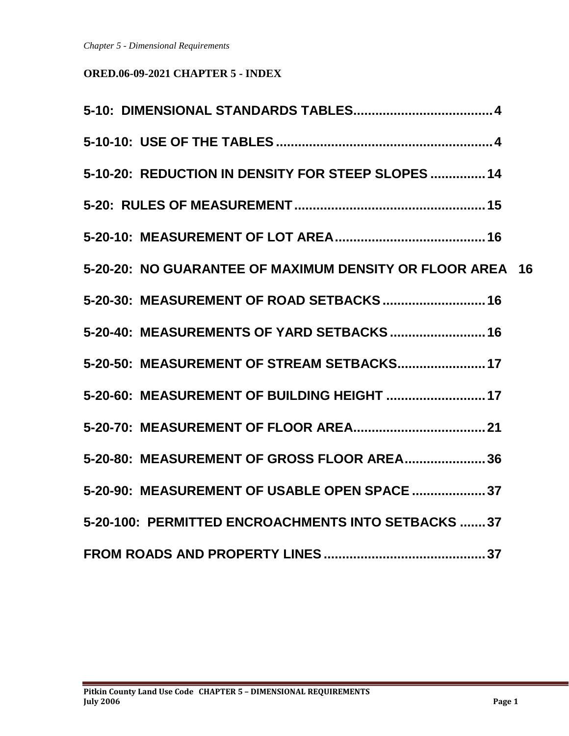**ORED.06-09-2021 CHAPTER 5 - INDEX**

**5-10: DIMENSIONAL STANDARDS TABLES....................................4**

**5-10-10: USE OF THE TABLES..........................................................4**

**5-10-20: REDUCTION IN DENSITY FOR STEEP SLOPES ...............14**

**5-20: RULES OF MEASUREMENT....................................................15**

**5-20-10: MEASUREMENT OF LOT AREA.........................................16**

**5-20-20: NO GUARANTEE OF MAXIMUM DENSITY OR FLOOR AREA 16**

**5-20-30: MEASUREMENT OF ROAD SETBACKS............................16**

**5-20-40: MEASUREMENTS OF YARD SETBACKS..........................16**

**5-20-50: MEASUREMENT OF STREAM SETBACKS........................17**

**5-20-60: MEASUREMENT OF BUILDING HEIGHT ...........................17**

**5-20-70: MEASUREMENT OF FLOOR AREA....................................21**

**5-20-80: MEASUREMENT OF GROSS FLOOR AREA......................36**

**5-20-90: MEASUREMENT OF USABLE OPEN SPACE ....................37**

**5-20-100: PERMITTED ENCROACHMENTS INTO SETBACKS .......37**

**FROM ROADS AND PROPERTY LINES ............................................37**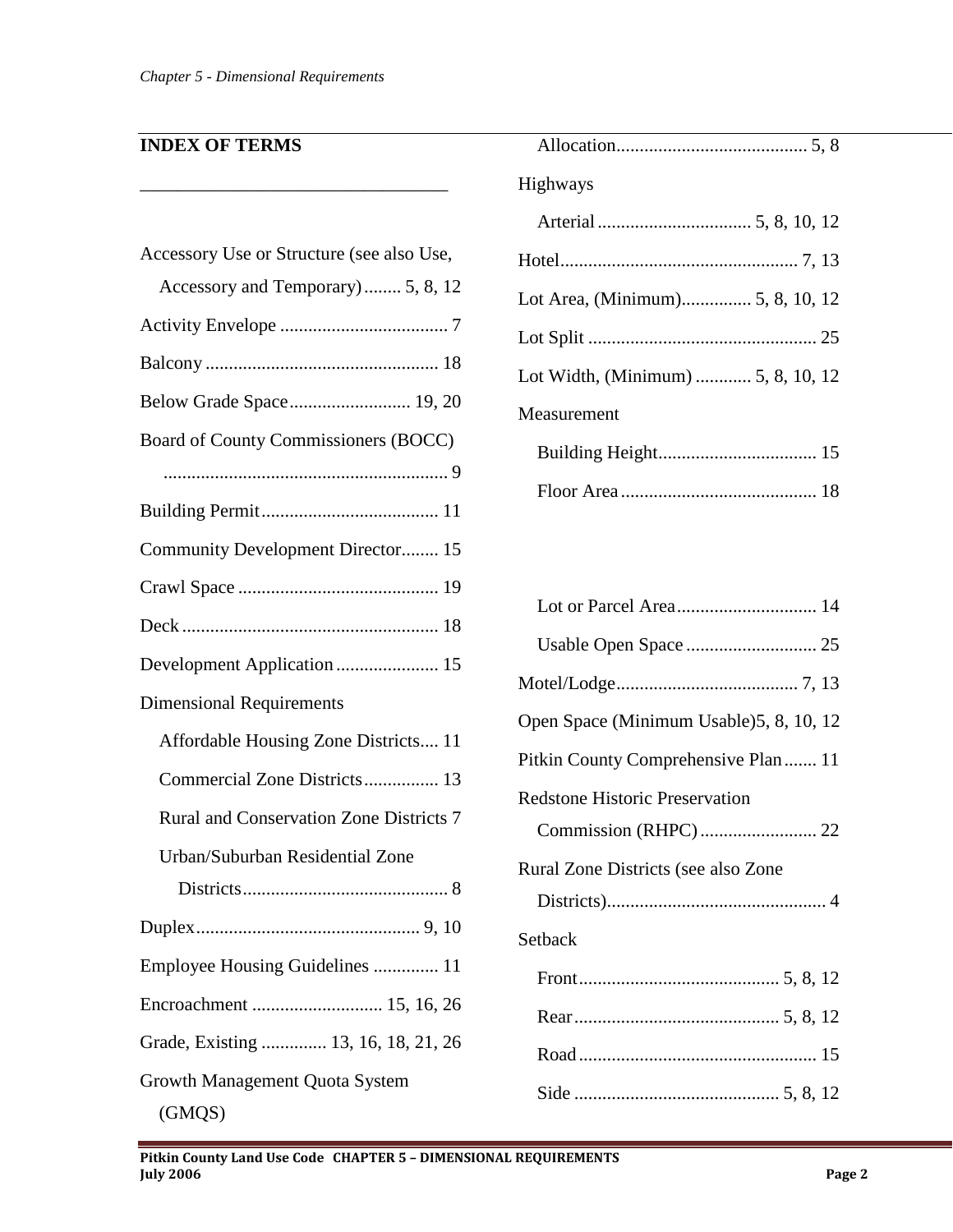## INDEX OF TERMS

Accessory Use or Structure (see also Use, Accessory and Temporary) ........ 5, 8, 12

Activity Envelope .................................... 7

Balcony .................................................. 18

Below Grade Space .......................... 19, 20

Board of County Commissioners (BOCC) ............................................................. 9

Building Permit ...................................... 11

Community Development Director ........ 15

Crawl Space ........................................... 19

Deck ....................................................... 18

Development Application ...................... 15

Dimensional Requirements

- Affordable Housing Zone Districts .... 11
- Commercial Zone Districts ................ 13
- Rural and Conservation Zone Districts 7
- Urban/Suburban Residential Zone Districts ............................................ 8

Duplex ................................................ 9, 10

Employee Housing Guidelines .............. 11

Encroachment ............................ 15, 16, 26

Grade, Existing .............. 13, 16, 18, 21, 26

Growth Management Quota System (GMQS)

- Allocation ......................................... 5, 8

Highways

- Arterial ................................. 5, 8, 10, 12

Hotel ................................................... 7, 13

Lot Area, (Minimum) ............... 5, 8, 10, 12

Lot Split ................................................. 25

Lot Width, (Minimum) ............ 5, 8, 10, 12

Measurement

- Building Height .................................. 15
- Floor Area .......................................... 18
- Lot or Parcel Area .............................. 14
- Usable Open Space ............................ 25

Motel/Lodge ....................................... 7, 13

Open Space (Minimum Usable)5, 8, 10, 12

Pitkin County Comprehensive Plan ....... 11

Redstone Historic Preservation Commission (RHPC) ......................... 22

Rural Zone Districts (see also Zone Districts) ............................................... 4

Setback

- Front ........................................... 5, 8, 12
- Rear ............................................ 5, 8, 12
- Road ................................................... 15
- Side ............................................ 5, 8, 12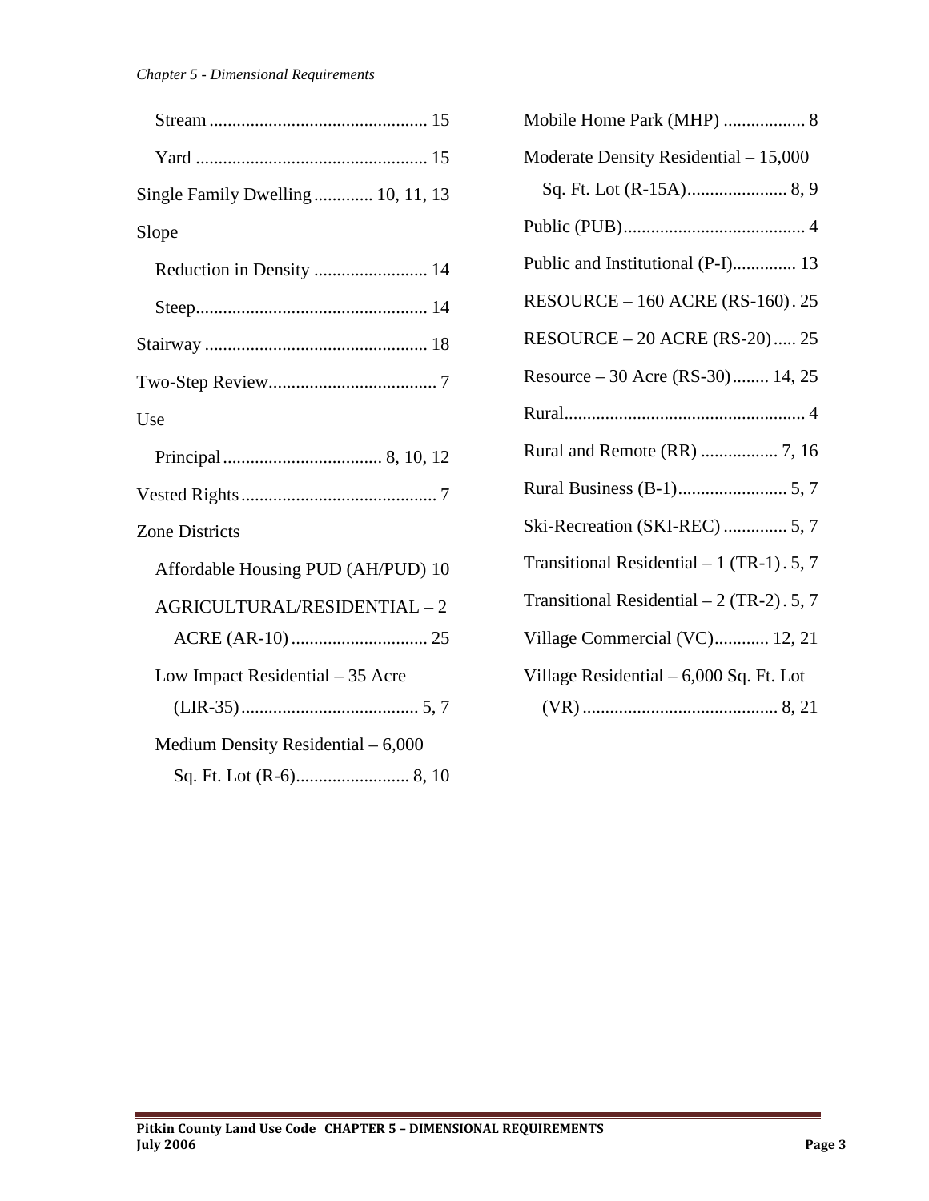Stream ............................................... 15

Yard .................................................. 15

Single Family Dwelling ............ 10, 11, 13

Slope

Reduction in Density ........................ 14

Steep.................................................. 14

Stairway ................................................ 18

Two-Step Review..................................... 7

Use

Principal.................................. 8, 10, 12

Vested Rights........................................... 7

Zone Districts

Affordable Housing PUD (AH/PUD) 10

AGRICULTURAL/RESIDENTIAL – 2 ACRE (AR-10) .............................. 25

Low Impact Residential – 35 Acre (LIR-35)....................................... 5, 7

Medium Density Residential – 6,000 Sq. Ft. Lot (R-6)......................... 8, 10

Mobile Home Park (MHP) .................. 8

Moderate Density Residential – 15,000 Sq. Ft. Lot (R-15A)...................... 8, 9

Public (PUB)........................................ 4

Public and Institutional (P-I).............. 13

RESOURCE – 160 ACRE (RS-160) . 25

RESOURCE – 20 ACRE (RS-20)..... 25

Resource – 30 Acre (RS-30)........ 14, 25

Rural..................................................... 4

Rural and Remote (RR) ................. 7, 16

Rural Business (B-1)........................ 5, 7

Ski-Recreation (SKI-REC) .............. 5, 7

Transitional Residential – 1 (TR-1) . 5, 7

Transitional Residential – 2 (TR-2) . 5, 7

Village Commercial (VC)............ 12, 21

Village Residential – 6,000 Sq. Ft. Lot (VR) .......................................... 8, 21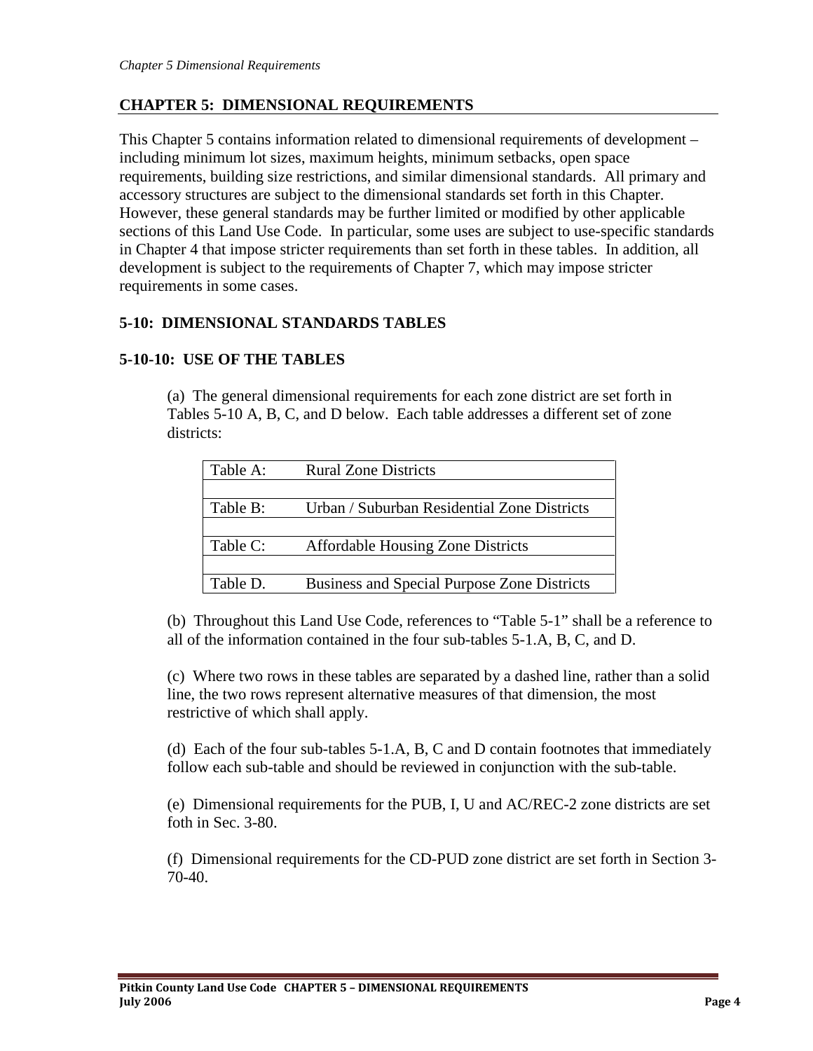## CHAPTER 5: DIMENSIONAL REQUIREMENTS

This Chapter 5 contains information related to dimensional requirements of development – including minimum lot sizes, maximum heights, minimum setbacks, open space requirements, building size restrictions, and similar dimensional standards. All primary and accessory structures are subject to the dimensional standards set forth in this Chapter. However, these general standards may be further limited or modified by other applicable sections of this Land Use Code. In particular, some uses are subject to use-specific standards in Chapter 4 that impose stricter requirements than set forth in these tables. In addition, all development is subject to the requirements of Chapter 7, which may impose stricter requirements in some cases.

### 5-10: DIMENSIONAL STANDARDS TABLES

### 5-10-10: USE OF THE TABLES

(a) The general dimensional requirements for each zone district are set forth in Tables 5-10 A, B, C, and D below. Each table addresses a different set of zone districts:

| | |
|---|---|
| Table A: | Rural Zone Districts |
| Table B: | Urban / Suburban Residential Zone Districts |
| Table C: | Affordable Housing Zone Districts |
| Table D. | Business and Special Purpose Zone Districts |

(b) Throughout this Land Use Code, references to “Table 5-1” shall be a reference to all of the information contained in the four sub-tables 5-1.A, B, C, and D.

(c) Where two rows in these tables are separated by a dashed line, rather than a solid line, the two rows represent alternative measures of that dimension, the most restrictive of which shall apply.

(d) Each of the four sub-tables 5-1.A, B, C and D contain footnotes that immediately follow each sub-table and should be reviewed in conjunction with the sub-table.

(e) Dimensional requirements for the PUB, I, U and AC/REC-2 zone districts are set foth in Sec. 3-80.

(f) Dimensional requirements for the CD-PUD zone district are set forth in Section 3-70-40.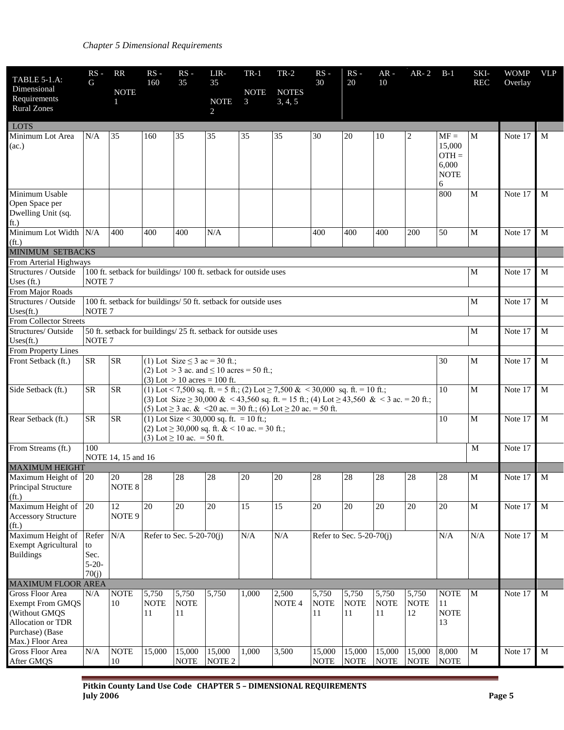*Chapter 5 Dimensional Requirements*

| TABLE 5-1.A: Dimensional Requirements Rural Zones | RS - G | RR NOTE 1 | RS - 160 | RS - 35 | LIR-35 NOTE 2 | TR-1 NOTE 3 | TR-2 NOTES 3, 4, 5 | RS - 30 | RS - 20 | AR - 10 | AR- 2 | B-1 | SKI-REC | WOMP Overlay | VLP |
|---|---|---|---|---|---|---|---|---|---|---|---|---|---|---|---|
| **LOTS** | | | | | | | | | | | | | | | |
| Minimum Lot Area (ac.) | N/A | 35 | 160 | 35 | 35 | 35 | 35 | 30 | 20 | 10 | 2 | MF = 15,000 OTH = 6,000 NOTE 6 | M | Note 17 | M |
| Minimum Usable Open Space per Dwelling Unit (sq. ft.) | | | | | | | | | | | | 800 | M | Note 17 | M |
| Minimum Lot Width (ft.) | N/A | 400 | 400 | 400 | N/A | | | 400 | 400 | 400 | 200 | 50 | M | Note 17 | M |
| **MINIMUM SETBACKS** | | | | | | | | | | | | | | | |
| From Arterial Highways | | | | | | | | | | | | | | | |
| Structures / Outside Uses (ft.) | 100 ft. setback for buildings/ 100 ft. setback for outside uses NOTE 7 | | | | | | | | | | | | M | Note 17 | M |
| From Major Roads | | | | | | | | | | | | | | | |
| Structures / Outside Uses(ft.) | 100 ft. setback for buildings/ 50 ft. setback for outside uses NOTE 7 | | | | | | | | | | | | M | Note 17 | M |
| From Collector Streets | | | | | | | | | | | | | | | |
| Structures/ Outside Uses(ft.) | 50 ft. setback for buildings/ 25 ft. setback for outside uses NOTE 7 | | | | | | | | | | | | M | Note 17 | M |
| From Property Lines | | | | | | | | | | | | | | | |
| Front Setback (ft.) | SR | SR | (1) Lot Size ≤ 3 ac = 30 ft.; (2) Lot > 3 ac. and ≤ 10 acres = 50 ft.; (3) Lot > 10 acres = 100 ft. | | | | | | | | | 30 | M | Note 17 | M |
| Side Setback (ft.) | SR | SR | (1) Lot < 7,500 sq. ft. = 5 ft.; (2) Lot ≥ 7,500 & < 30,000 sq. ft. = 10 ft.; (3) Lot Size ≥ 30,000 & < 43,560 sq. ft. = 15 ft.; (4) Lot ≥ 43,560 & < 3 ac. = 20 ft.; (5) Lot ≥ 3 ac. & <20 ac. = 30 ft.; (6) Lot ≥ 20 ac. = 50 ft. | | | | | | | | | 10 | M | Note 17 | M |
| Rear Setback (ft.) | SR | SR | (1) Lot Size < 30,000 sq. ft. = 10 ft.; (2) Lot ≥ 30,000 sq. ft. & < 10 ac. = 30 ft.; (3) Lot ≥ 10 ac. = 50 ft. | | | | | | | | | 10 | M | Note 17 | M |
| From Streams (ft.) | 100 NOTE 14, 15 and 16 | | | | | | | | | | | | M | Note 17 | |
| **MAXIMUM HEIGHT** | | | | | | | | | | | | | | | |
| Maximum Height of Principal Structure (ft.) | 20 | 20 NOTE 8 | 28 | 28 | 28 | 20 | 20 | 28 | 28 | 28 | 28 | 28 | M | Note 17 | M |
| Maximum Height of Accessory Structure (ft.) | 20 | 12 NOTE 9 | 20 | 20 | 20 | 15 | 15 | 20 | 20 | 20 | 20 | 20 | M | Note 17 | M |
| Maximum Height of Exempt Agricultural Buildings | Refer to Sec. 5-20-70(j) | N/A | Refer to Sec. 5-20-70(j) | | | N/A | N/A | Refer to Sec. 5-20-70(j) | | | | N/A | N/A | Note 17 | M |
| **MAXIMUM FLOOR AREA** | | | | | | | | | | | | | | | |
| Gross Floor Area Exempt From GMQS (Without GMQS Allocation or TDR Purchase) (Base Max.) Floor Area | N/A | NOTE 10 | 5,750 NOTE 11 | 5,750 NOTE 11 | 5,750 | 1,000 | 2,500 NOTE 4 | 5,750 NOTE 11 | 5,750 NOTE 11 | 5,750 NOTE 11 | 5,750 NOTE 12 | NOTE 11 NOTE 13 | M | Note 17 | M |
| Gross Floor Area After GMQS | N/A | NOTE 10 | 15,000 | 15,000 NOTE | 15,000 NOTE 2 | 1,000 | 3,500 | 15,000 NOTE | 15,000 NOTE | 15,000 NOTE | 15,000 NOTE | 8,000 NOTE | M | Note 17 | M |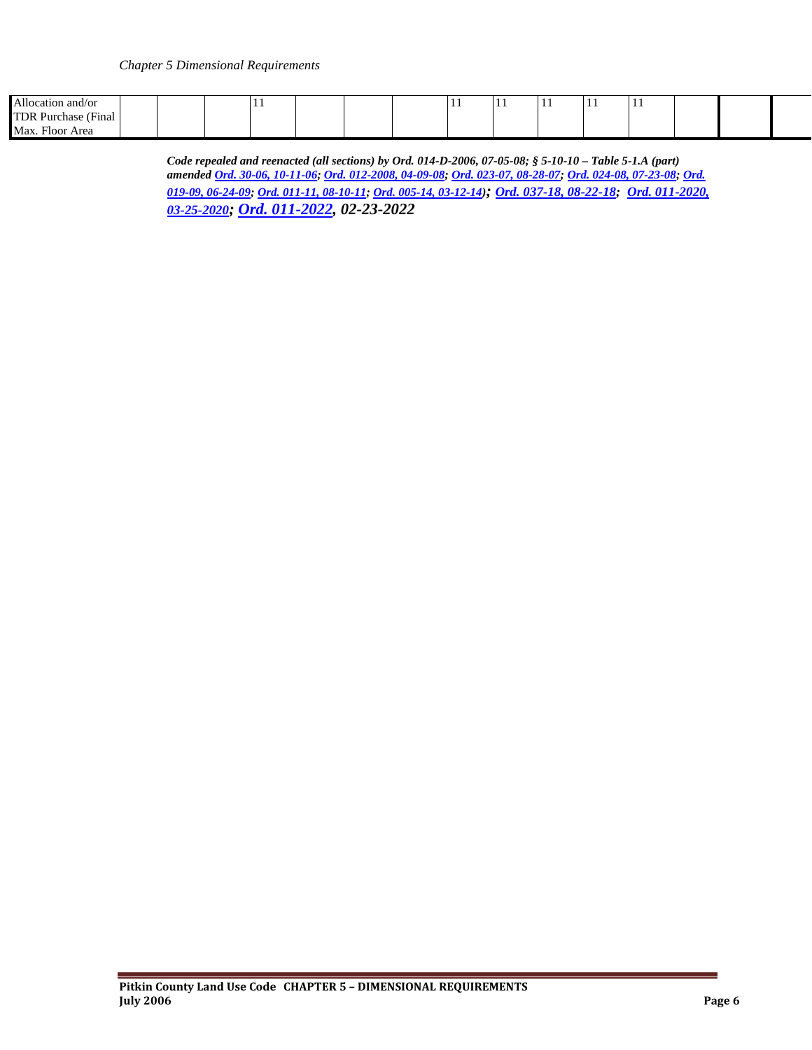| | | | | | | | | | | | | | | | |
|---|---|---|---|---|---|---|---|---|---|---|---|---|---|---|---|
| Allocation and/or TDR Purchase (Final Max. Floor Area | | | | 11 | | | | 11 | 11 | 11 | 11 | 11 | | | |

***Code repealed and reenacted (all sections) by Ord. 014-D-2006, 07-05-08; § 5-10-10 – Table 5-1.A (part) amended Ord. 30-06, 10-11-06; Ord. 012-2008, 04-09-08; Ord. 023-07, 08-28-07; Ord. 024-08, 07-23-08; Ord. 019-09, 06-24-09; Ord. 011-11, 08-10-11; Ord. 005-14, 03-12-14); Ord. 037-18, 08-22-18; Ord. 011-2020, 03-25-2020; Ord. 011-2022, 02-23-2022***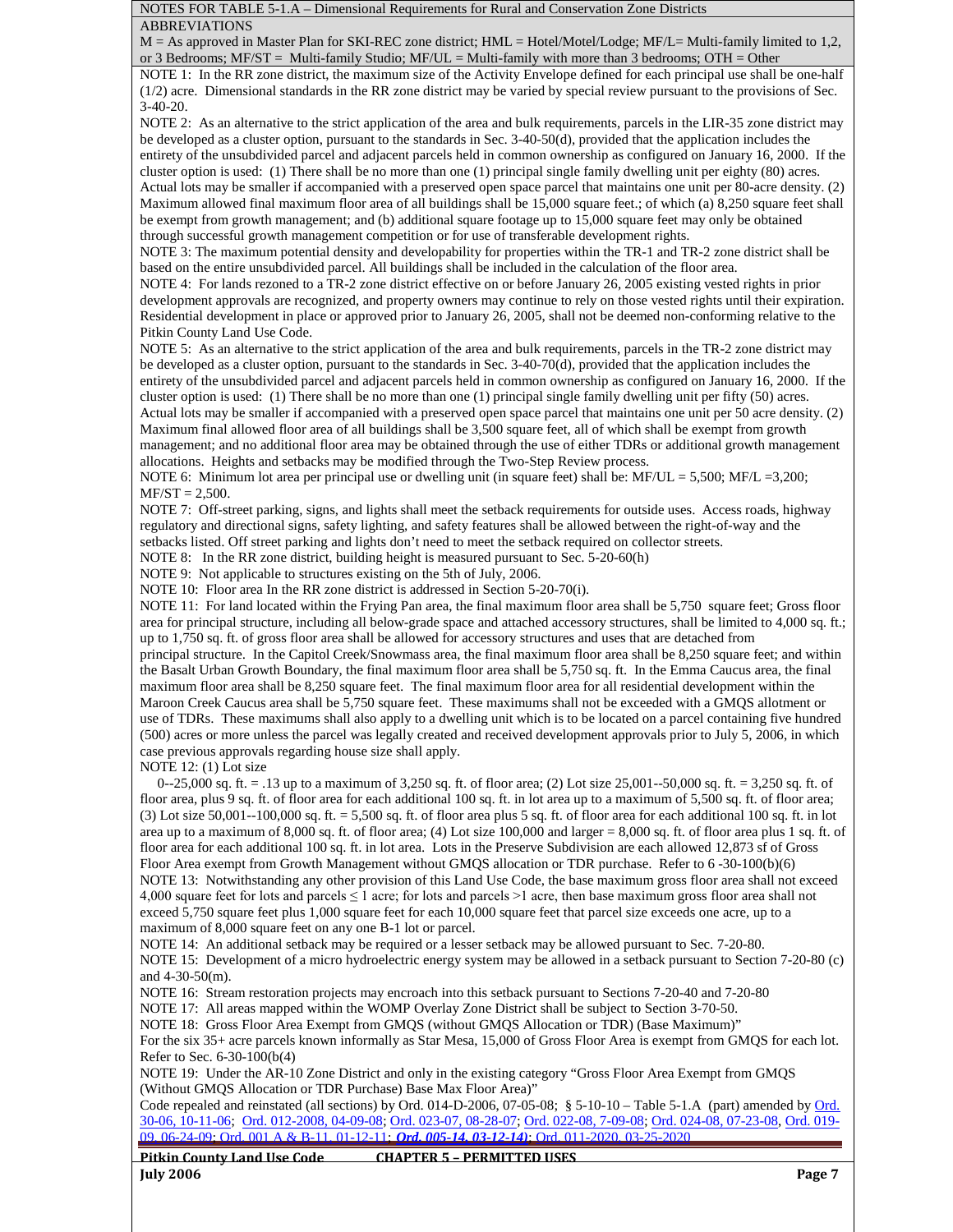NOTES FOR TABLE 5-1.A – Dimensional Requirements for Rural and Conservation Zone Districts

ABBREVIATIONS

M = As approved in Master Plan for SKI-REC zone district; HML = Hotel/Motel/Lodge; MF/L= Multi-family limited to 1,2, or 3 Bedrooms; MF/ST = Multi-family Studio; MF/UL = Multi-family with more than 3 bedrooms; OTH = Other

NOTE 1: In the RR zone district, the maximum size of the Activity Envelope defined for each principal use shall be one-half (1/2) acre. Dimensional standards in the RR zone district may be varied by special review pursuant to the provisions of Sec. 3-40-20.

NOTE 2: As an alternative to the strict application of the area and bulk requirements, parcels in the LIR-35 zone district may be developed as a cluster option, pursuant to the standards in Sec. 3-40-50(d), provided that the application includes the entirety of the unsubdivided parcel and adjacent parcels held in common ownership as configured on January 16, 2000. If the cluster option is used: (1) There shall be no more than one (1) principal single family dwelling unit per eighty (80) acres. Actual lots may be smaller if accompanied with a preserved open space parcel that maintains one unit per 80-acre density. (2) Maximum allowed final maximum floor area of all buildings shall be 15,000 square feet.; of which (a) 8,250 square feet shall be exempt from growth management; and (b) additional square footage up to 15,000 square feet may only be obtained through successful growth management competition or for use of transferable development rights.

NOTE 3: The maximum potential density and developability for properties within the TR-1 and TR-2 zone district shall be based on the entire unsubdivided parcel. All buildings shall be included in the calculation of the floor area.

NOTE 4: For lands rezoned to a TR-2 zone district effective on or before January 26, 2005 existing vested rights in prior development approvals are recognized, and property owners may continue to rely on those vested rights until their expiration. Residential development in place or approved prior to January 26, 2005, shall not be deemed non-conforming relative to the Pitkin County Land Use Code.

NOTE 5: As an alternative to the strict application of the area and bulk requirements, parcels in the TR-2 zone district may be developed as a cluster option, pursuant to the standards in Sec. 3-40-70(d), provided that the application includes the entirety of the unsubdivided parcel and adjacent parcels held in common ownership as configured on January 16, 2000. If the cluster option is used: (1) There shall be no more than one (1) principal single family dwelling unit per fifty (50) acres. Actual lots may be smaller if accompanied with a preserved open space parcel that maintains one unit per 50 acre density. (2) Maximum final allowed floor area of all buildings shall be 3,500 square feet, all of which shall be exempt from growth management; and no additional floor area may be obtained through the use of either TDRs or additional growth management allocations. Heights and setbacks may be modified through the Two-Step Review process.

NOTE 6: Minimum lot area per principal use or dwelling unit (in square feet) shall be: MF/UL = 5,500; MF/L =3,200; MF/ST = 2,500.

NOTE 7: Off-street parking, signs, and lights shall meet the setback requirements for outside uses. Access roads, highway regulatory and directional signs, safety lighting, and safety features shall be allowed between the right-of-way and the setbacks listed. Off street parking and lights don't need to meet the setback required on collector streets.

NOTE 8: In the RR zone district, building height is measured pursuant to Sec. 5-20-60(h)

NOTE 9: Not applicable to structures existing on the 5th of July, 2006.

NOTE 10: Floor area In the RR zone district is addressed in Section 5-20-70(i).

NOTE 11: For land located within the Frying Pan area, the final maximum floor area shall be 5,750 square feet; Gross floor area for principal structure, including all below-grade space and attached accessory structures, shall be limited to 4,000 sq. ft.; up to 1,750 sq. ft. of gross floor area shall be allowed for accessory structures and uses that are detached from principal structure. In the Capitol Creek/Snowmass area, the final maximum floor area shall be 8,250 square feet; and within the Basalt Urban Growth Boundary, the final maximum floor area shall be 5,750 sq. ft. In the Emma Caucus area, the final maximum floor area shall be 8,250 square feet. The final maximum floor area for all residential development within the Maroon Creek Caucus area shall be 5,750 square feet. These maximums shall not be exceeded with a GMQS allotment or use of TDRs. These maximums shall also apply to a dwelling unit which is to be located on a parcel containing five hundred (500) acres or more unless the parcel was legally created and received development approvals prior to July 5, 2006, in which case previous approvals regarding house size shall apply.

NOTE 12: (1) Lot size 0--25,000 sq. ft. = .13 up to a maximum of 3,250 sq. ft. of floor area; (2) Lot size 25,001--50,000 sq. ft. = 3,250 sq. ft. of floor area, plus 9 sq. ft. of floor area for each additional 100 sq. ft. in lot area up to a maximum of 5,500 sq. ft. of floor area; (3) Lot size 50,001--100,000 sq. ft. = 5,500 sq. ft. of floor area plus 5 sq. ft. of floor area for each additional 100 sq. ft. in lot area up to a maximum of 8,000 sq. ft. of floor area; (4) Lot size 100,000 and larger = 8,000 sq. ft. of floor area plus 1 sq. ft. of floor area for each additional 100 sq. ft. in lot area. Lots in the Preserve Subdivision are each allowed 12,873 sf of Gross Floor Area exempt from Growth Management without GMQS allocation or TDR purchase. Refer to 6 -30-100(b)(6)

NOTE 13: Notwithstanding any other provision of this Land Use Code, the base maximum gross floor area shall not exceed 4,000 square feet for lots and parcels ≤ 1 acre; for lots and parcels >1 acre, then base maximum gross floor area shall not exceed 5,750 square feet plus 1,000 square feet for each 10,000 square feet that parcel size exceeds one acre, up to a maximum of 8,000 square feet on any one B-1 lot or parcel.

NOTE 14: An additional setback may be required or a lesser setback may be allowed pursuant to Sec. 7-20-80.

NOTE 15: Development of a micro hydroelectric energy system may be allowed in a setback pursuant to Section 7-20-80 (c) and 4-30-50(m).

NOTE 16: Stream restoration projects may encroach into this setback pursuant to Sections 7-20-40 and 7-20-80

NOTE 17: All areas mapped within the WOMP Overlay Zone District shall be subject to Section 3-70-50.

NOTE 18: Gross Floor Area Exempt from GMQS (without GMQS Allocation or TDR) (Base Maximum)"
For the six 35+ acre parcels known informally as Star Mesa, 15,000 of Gross Floor Area is exempt from GMQS for each lot. Refer to Sec. 6-30-100(b(4)

NOTE 19: Under the AR-10 Zone District and only in the existing category "Gross Floor Area Exempt from GMQS (Without GMQS Allocation or TDR Purchase) Base Max Floor Area)"

Code repealed and reinstated (all sections) by Ord. 014-D-2006, 07-05-08; § 5-10-10 – Table 5-1.A (part) amended by Ord. 30-06, 10-11-06; Ord. 012-2008, 04-09-08; Ord. 023-07, 08-28-07; Ord. 022-08, 7-09-08; Ord. 024-08, 07-23-08, Ord. 019-09, 06-24-09; Ord. 001 A & B-11, 01-12-11; ***Ord. 005-14, 03-12-14)***; Ord. 011-2020, 03-25-2020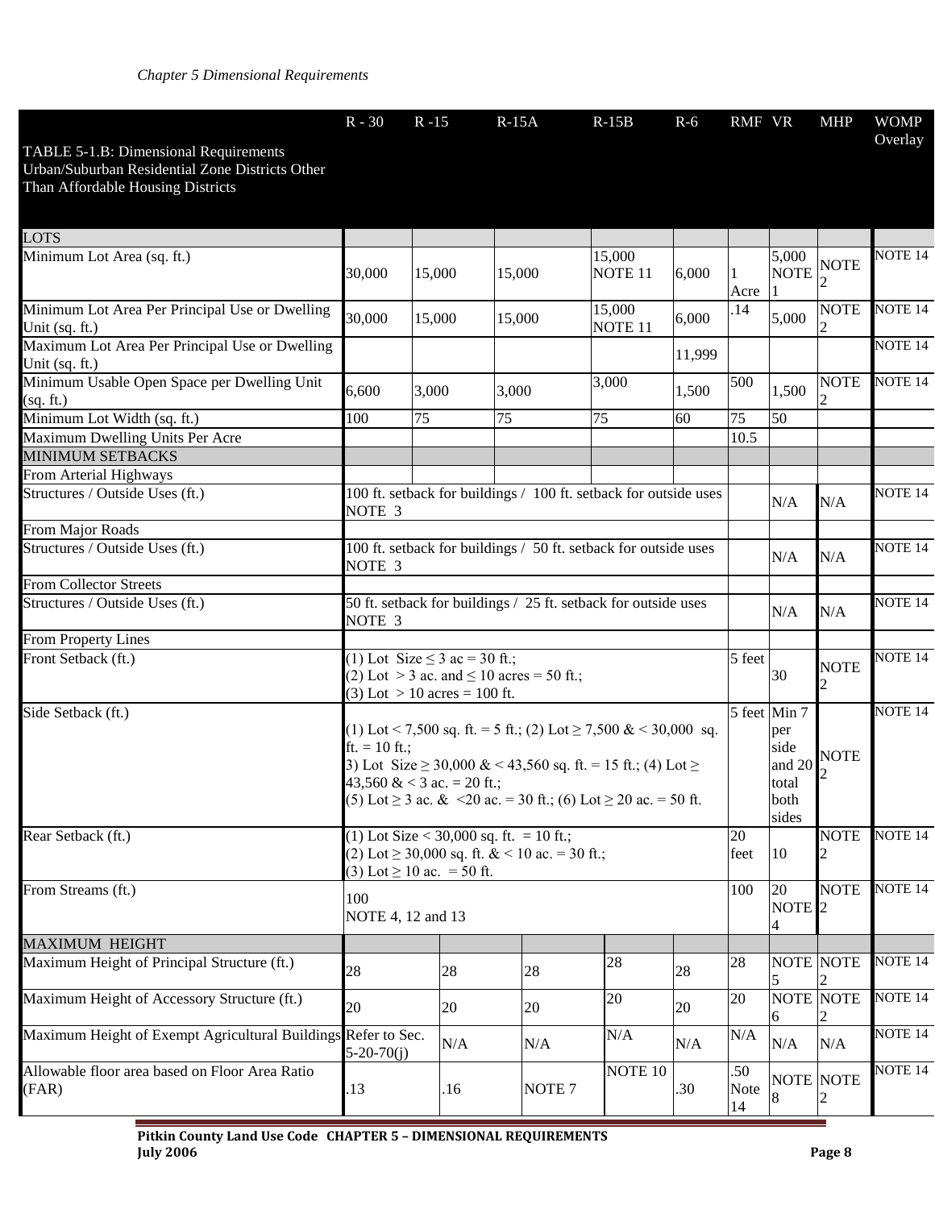*Chapter 5 Dimensional Requirements*

| TABLE 5-1.B: Dimensional Requirements Urban/Suburban Residential Zone Districts Other Than Affordable Housing Districts | R - 30 | R -15 | R-15A | R-15B | R-6 | RMF | VR | MHP | WOMP Overlay |
|---|---|---|---|---|---|---|---|---|---|
| LOTS | | | | | | | | | |
| Minimum Lot Area (sq. ft.) | 30,000 | 15,000 | 15,000 | 15,000 NOTE 11 | 6,000 | 1 Acre | 5,000 NOTE 1 | NOTE 2 | NOTE 14 |
| Minimum Lot Area Per Principal Use or Dwelling Unit (sq. ft.) | 30,000 | 15,000 | 15,000 | 15,000 NOTE 11 | 6,000 | .14 | 5,000 | NOTE 2 | NOTE 14 |
| Maximum Lot Area Per Principal Use or Dwelling Unit (sq. ft.) | | | | | 11,999 | | | | NOTE 14 |
| Minimum Usable Open Space per Dwelling Unit (sq. ft.) | 6,600 | 3,000 | 3,000 | 3,000 | 1,500 | 500 | 1,500 | NOTE 2 | NOTE 14 |
| Minimum Lot Width (sq. ft.) | 100 | 75 | 75 | 75 | 60 | 75 | 50 | | |
| Maximum Dwelling Units Per Acre | | | | | | 10.5 | | | |
| MINIMUM SETBACKS | | | | | | | | | |
| From Arterial Highways | | | | | | | | | |
| Structures / Outside Uses (ft.) | 100 ft. setback for buildings / 100 ft. setback for outside uses NOTE 3 | | | | | | N/A | N/A | NOTE 14 |
| From Major Roads | | | | | | | | | |
| Structures / Outside Uses (ft.) | 100 ft. setback for buildings / 50 ft. setback for outside uses NOTE 3 | | | | | | N/A | N/A | NOTE 14 |
| From Collector Streets | | | | | | | | | |
| Structures / Outside Uses (ft.) | 50 ft. setback for buildings / 25 ft. setback for outside uses NOTE 3 | | | | | | N/A | N/A | NOTE 14 |
| From Property Lines | | | | | | | | | |
| Front Setback (ft.) | (1) Lot Size ≤ 3 ac = 30 ft.; (2) Lot > 3 ac. and ≤ 10 acres = 50 ft.; (3) Lot > 10 acres = 100 ft. | | | | | 5 feet | 30 | NOTE 2 | NOTE 14 |
| Side Setback (ft.) | (1) Lot < 7,500 sq. ft. = 5 ft.; (2) Lot ≥ 7,500 & < 30,000 sq. ft. = 10 ft.; 3) Lot Size ≥ 30,000 & < 43,560 sq. ft. = 15 ft.; (4) Lot ≥ 43,560 & < 3 ac. = 20 ft.; (5) Lot ≥ 3 ac. & <20 ac. = 30 ft.; (6) Lot ≥ 20 ac. = 50 ft. | | | | | 5 feet | Min 7 per side and 20 total both sides | NOTE 2 | NOTE 14 |
| Rear Setback (ft.) | (1) Lot Size < 30,000 sq. ft. = 10 ft.; (2) Lot ≥ 30,000 sq. ft. & < 10 ac. = 30 ft.; (3) Lot ≥ 10 ac. = 50 ft. | | | | | 20 feet | 10 | NOTE 2 | NOTE 14 |
| From Streams (ft.) | 100 NOTE 4, 12 and 13 | | | | | 100 | 20 NOTE 4 | NOTE 2 | NOTE 14 |
| MAXIMUM HEIGHT | | | | | | | | | |
| Maximum Height of Principal Structure (ft.) | 28 | 28 | 28 | 28 | 28 | 28 | NOTE 5 | NOTE 2 | NOTE 14 |
| Maximum Height of Accessory Structure (ft.) | 20 | 20 | 20 | 20 | 20 | 20 | NOTE 6 | NOTE 2 | NOTE 14 |
| Maximum Height of Exempt Agricultural Buildings | Refer to Sec. 5-20-70(j) | N/A | N/A | N/A | N/A | N/A | N/A | N/A | NOTE 14 |
| Allowable floor area based on Floor Area Ratio (FAR) | .13 | .16 | NOTE 7 | NOTE 10 | .30 | .50 Note 14 | NOTE 8 | NOTE 2 | NOTE 14 |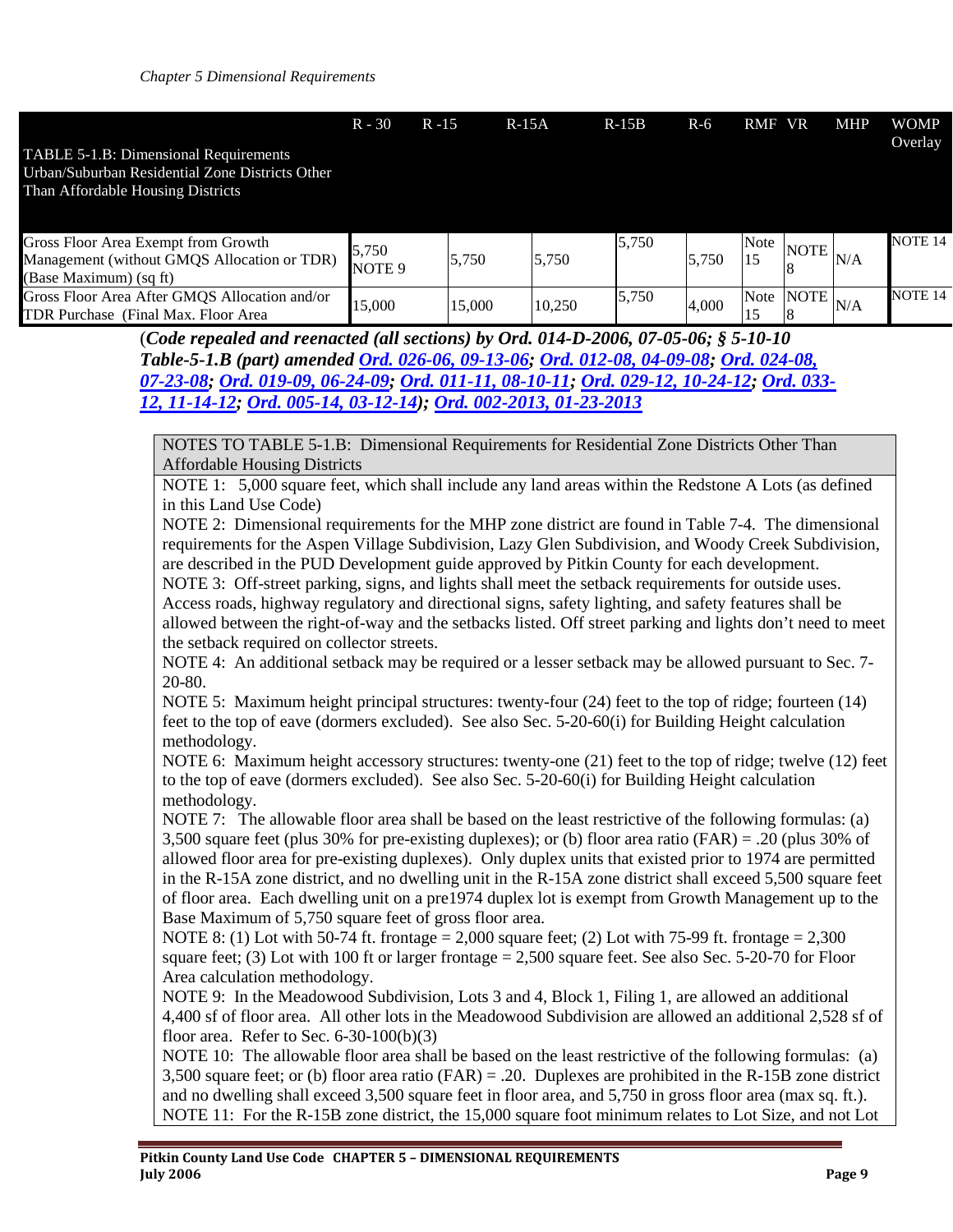*Chapter 5 Dimensional Requirements*

| TABLE 5-1.B: Dimensional Requirements Urban/Suburban Residential Zone Districts Other Than Affordable Housing Districts | R - 30 | R -15 | R-15A | R-15B | R-6 | RMF | VR | MHP | WOMP Overlay |
|---|---|---|---|---|---|---|---|---|---|
| Gross Floor Area Exempt from Growth Management (without GMQS Allocation or TDR) (Base Maximum) (sq ft) | 5,750 NOTE 9 | 5,750 | 5,750 | 5,750 | 5,750 | Note 15 | NOTE 8 | N/A | NOTE 14 |
| Gross Floor Area After GMQS Allocation and/or TDR Purchase (Final Max. Floor Area | 15,000 | 15,000 | 10,250 | 5,750 | 4,000 | Note 15 | NOTE 8 | N/A | NOTE 14 |

(***Code repealed and reenacted (all sections) by Ord. 014-D-2006, 07-05-06; § 5-10-10 Table-5-1.B (part) amended Ord. 026-06, 09-13-06; Ord. 012-08, 04-09-08; Ord. 024-08, 07-23-08; Ord. 019-09, 06-24-09; Ord. 011-11, 08-10-11; Ord. 029-12, 10-24-12; Ord. 033-12, 11-14-12; Ord. 005-14, 03-12-14); Ord. 002-2013, 01-23-2013***

NOTES TO TABLE 5-1.B: Dimensional Requirements for Residential Zone Districts Other Than Affordable Housing Districts

NOTE 1: 5,000 square feet, which shall include any land areas within the Redstone A Lots (as defined in this Land Use Code)

NOTE 2: Dimensional requirements for the MHP zone district are found in Table 7-4. The dimensional requirements for the Aspen Village Subdivision, Lazy Glen Subdivision, and Woody Creek Subdivision, are described in the PUD Development guide approved by Pitkin County for each development.

NOTE 3: Off-street parking, signs, and lights shall meet the setback requirements for outside uses. Access roads, highway regulatory and directional signs, safety lighting, and safety features shall be allowed between the right-of-way and the setbacks listed. Off street parking and lights don't need to meet the setback required on collector streets.

NOTE 4: An additional setback may be required or a lesser setback may be allowed pursuant to Sec. 7-20-80.

NOTE 5: Maximum height principal structures: twenty-four (24) feet to the top of ridge; fourteen (14) feet to the top of eave (dormers excluded). See also Sec. 5-20-60(i) for Building Height calculation methodology.

NOTE 6: Maximum height accessory structures: twenty-one (21) feet to the top of ridge; twelve (12) feet to the top of eave (dormers excluded). See also Sec. 5-20-60(i) for Building Height calculation methodology.

NOTE 7: The allowable floor area shall be based on the least restrictive of the following formulas: (a) 3,500 square feet (plus 30% for pre-existing duplexes); or (b) floor area ratio (FAR) = .20 (plus 30% of allowed floor area for pre-existing duplexes). Only duplex units that existed prior to 1974 are permitted in the R-15A zone district, and no dwelling unit in the R-15A zone district shall exceed 5,500 square feet of floor area. Each dwelling unit on a pre1974 duplex lot is exempt from Growth Management up to the Base Maximum of 5,750 square feet of gross floor area.

NOTE 8: (1) Lot with 50-74 ft. frontage = 2,000 square feet; (2) Lot with 75-99 ft. frontage = 2,300 square feet; (3) Lot with 100 ft or larger frontage = 2,500 square feet. See also Sec. 5-20-70 for Floor Area calculation methodology.

NOTE 9: In the Meadowood Subdivision, Lots 3 and 4, Block 1, Filing 1, are allowed an additional 4,400 sf of floor area. All other lots in the Meadowood Subdivision are allowed an additional 2,528 sf of floor area. Refer to Sec. 6-30-100(b)(3)

NOTE 10: The allowable floor area shall be based on the least restrictive of the following formulas: (a) 3,500 square feet; or (b) floor area ratio (FAR) = .20. Duplexes are prohibited in the R-15B zone district and no dwelling shall exceed 3,500 square feet in floor area, and 5,750 in gross floor area (max sq. ft.).

NOTE 11: For the R-15B zone district, the 15,000 square foot minimum relates to Lot Size, and not Lot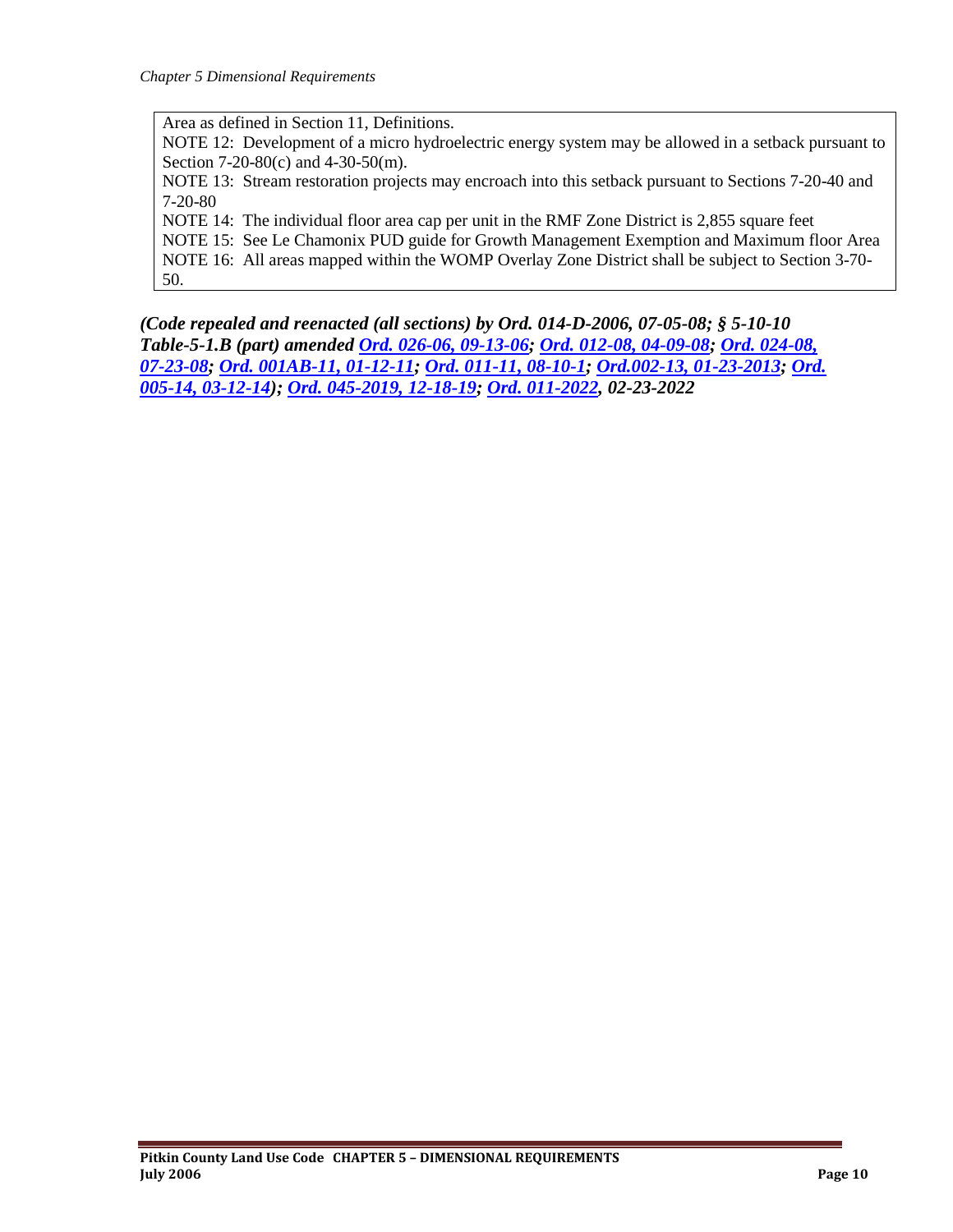Area as defined in Section 11, Definitions.
NOTE 12: Development of a micro hydroelectric energy system may be allowed in a setback pursuant to Section 7-20-80(c) and 4-30-50(m).
NOTE 13: Stream restoration projects may encroach into this setback pursuant to Sections 7-20-40 and 7-20-80
NOTE 14: The individual floor area cap per unit in the RMF Zone District is 2,855 square feet
NOTE 15: See Le Chamonix PUD guide for Growth Management Exemption and Maximum floor Area
NOTE 16: All areas mapped within the WOMP Overlay Zone District shall be subject to Section 3-70-50.

***(Code repealed and reenacted (all sections) by Ord. 014-D-2006, 07-05-08; § 5-10-10 Table-5-1.B (part) amended Ord. 026-06, 09-13-06; Ord. 012-08, 04-09-08; Ord. 024-08, 07-23-08; Ord. 001AB-11, 01-12-11; Ord. 011-11, 08-10-1; Ord.002-13, 01-23-2013; Ord. 005-14, 03-12-14); Ord. 045-2019, 12-18-19; Ord. 011-2022, 02-23-2022***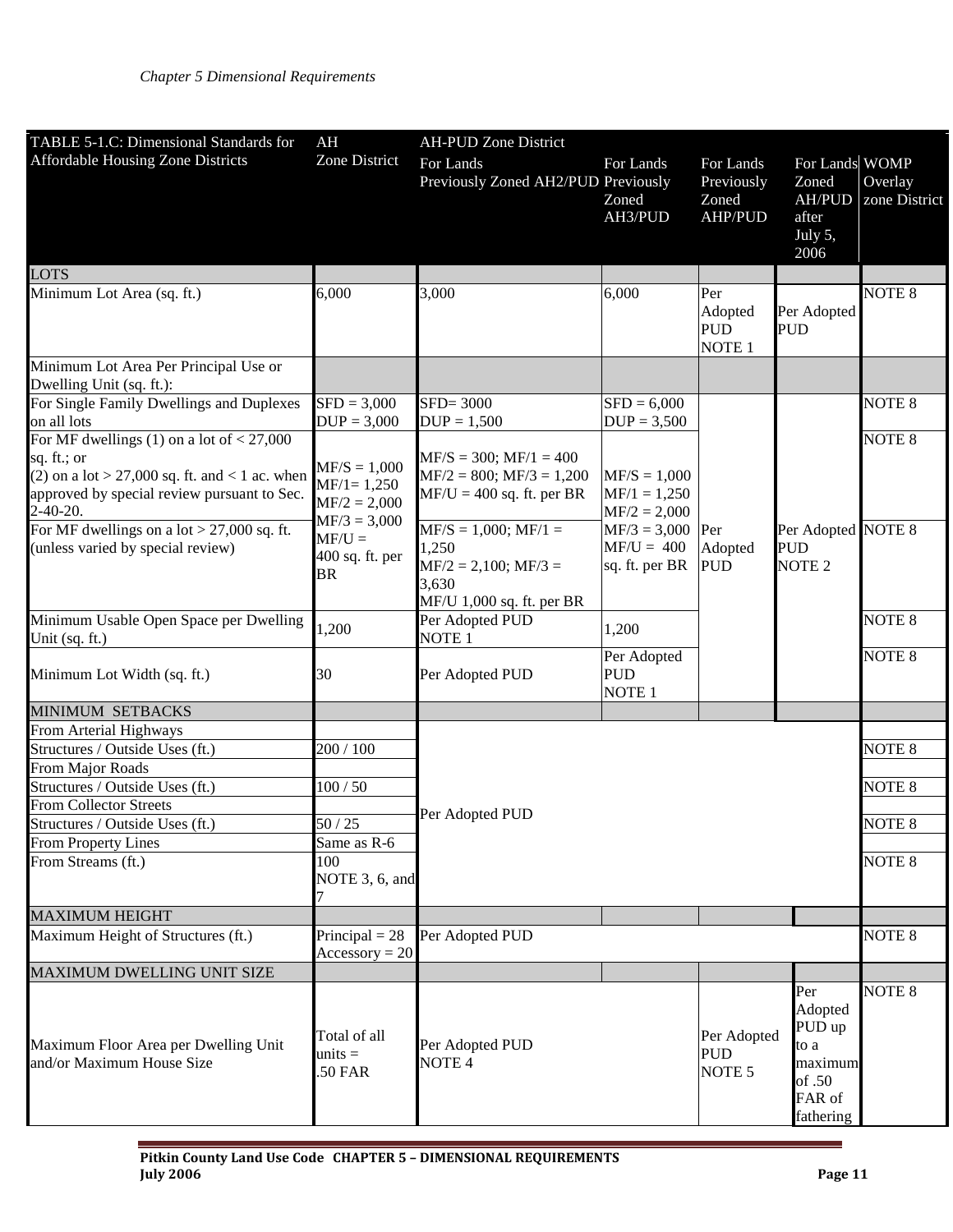| TABLE 5-1.C: Dimensional Standards for Affordable Housing Zone Districts | AH Zone District | AH-PUD Zone District For Lands Previously Zoned AH2/PUD | For Lands Previously Zoned AH3/PUD | For Lands Previously Zoned AHP/PUD | For Lands Zoned AH/PUD after July 5, 2006 | WOMP Overlay zone District |
|---|---|---|---|---|---|---|
| LOTS | | | | | | |
| Minimum Lot Area (sq. ft.) | 6,000 | 3,000 | 6,000 | Per Adopted PUD NOTE 1 | Per Adopted PUD | NOTE 8 |
| Minimum Lot Area Per Principal Use or Dwelling Unit (sq. ft.): | | | | | | |
| For Single Family Dwellings and Duplexes on all lots | SFD = 3,000 DUP = 3,000 | SFD= 3000 DUP = 1,500 | SFD = 6,000 DUP = 3,500 | Per Adopted PUD | Per Adopted PUD NOTE 2 | NOTE 8 |
| For MF dwellings (1) on a lot of < 27,000 sq. ft.; or (2) on a lot > 27,000 sq. ft. and < 1 ac. when approved by special review pursuant to Sec. 2-40-20. | MF/S = 1,000 MF/1= 1,250 MF/2 = 2,000 MF/3 = 3,000 MF/U = 400 sq. ft. per BR | MF/S = 300; MF/1 = 400 MF/2 = 800; MF/3 = 1,200 MF/U = 400 sq. ft. per BR | MF/S = 1,000 MF/1 = 1,250 MF/2 = 2,000 MF/3 = 3,000 MF/U = 400 sq. ft. per BR | | | NOTE 8 |
| For MF dwellings on a lot > 27,000 sq. ft. (unless varied by special review) | | MF/S = 1,000; MF/1 = 1,250 MF/2 = 2,100; MF/3 = 3,630 MF/U 1,000 sq. ft. per BR | | | | NOTE 8 |
| Minimum Usable Open Space per Dwelling Unit (sq. ft.) | 1,200 | Per Adopted PUD NOTE 1 | 1,200 | | | NOTE 8 |
| Minimum Lot Width (sq. ft.) | 30 | Per Adopted PUD | Per Adopted PUD NOTE 1 | | | NOTE 8 |
| MINIMUM SETBACKS | | | | | | |
| From Arterial Highways | | Per Adopted PUD | | | | |
| Structures / Outside Uses (ft.) | 200 / 100 | | | | | NOTE 8 |
| From Major Roads | | | | | | |
| Structures / Outside Uses (ft.) | 100 / 50 | | | | | NOTE 8 |
| From Collector Streets | | | | | | |
| Structures / Outside Uses (ft.) | 50 / 25 | | | | | NOTE 8 |
| From Property Lines | Same as R-6 | | | | | |
| From Streams (ft.) | 100 NOTE 3, 6, and 7 | | | | | NOTE 8 |
| MAXIMUM HEIGHT | | | | | | |
| Maximum Height of Structures (ft.) | Principal = 28 Accessory = 20 | Per Adopted PUD | | | | NOTE 8 |
| MAXIMUM DWELLING UNIT SIZE | | | | | | |
| Maximum Floor Area per Dwelling Unit and/or Maximum House Size | Total of all units = .50 FAR | Per Adopted PUD NOTE 4 | | Per Adopted PUD NOTE 5 | Per Adopted PUD up to a maximum of .50 FAR of fathering | NOTE 8 |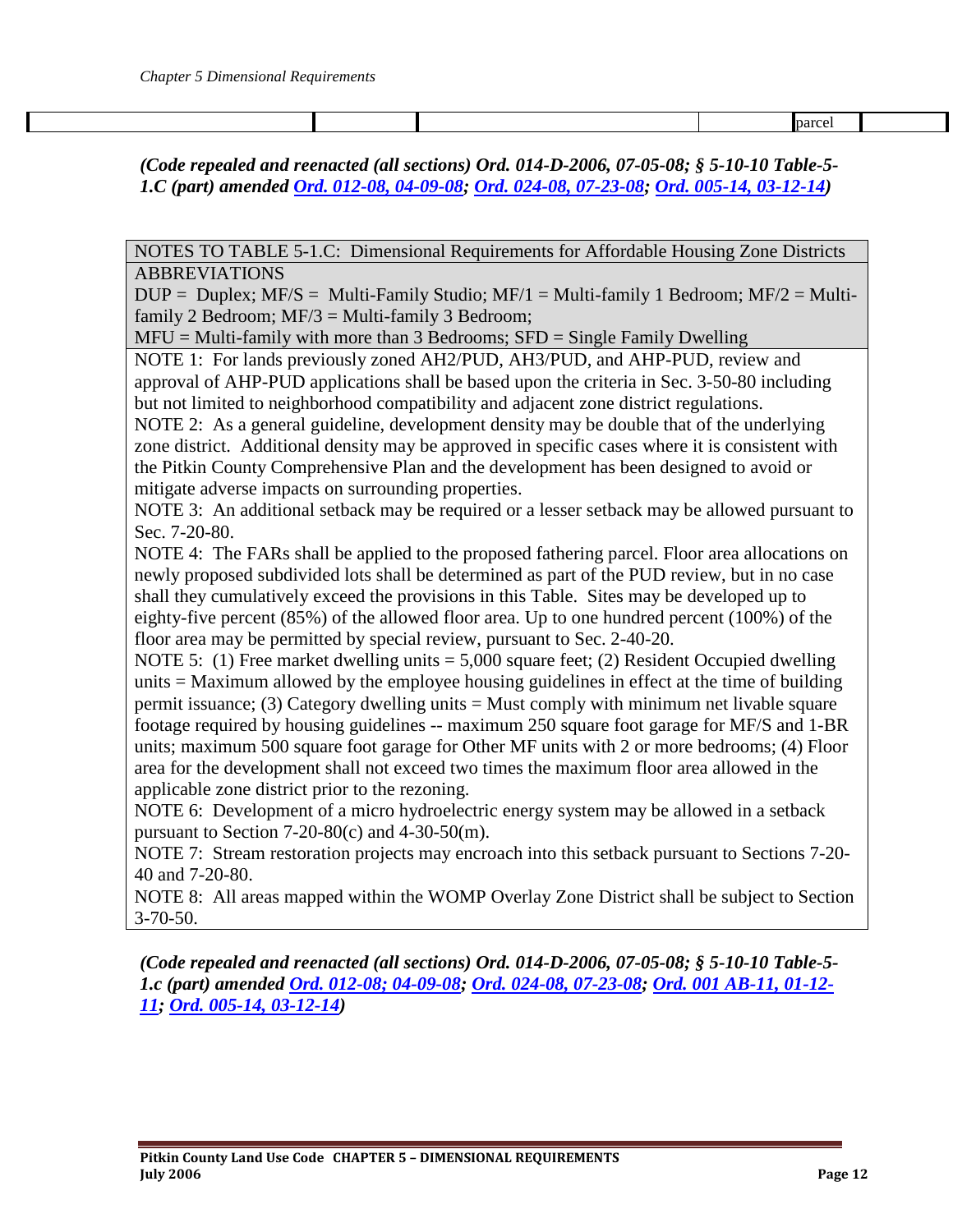| | | | | parcel | |
|---|---|---|---|---|---|

*(Code repealed and reenacted (all sections) Ord. 014-D-2006, 07-05-08; § 5-10-10 Table-5-1.C (part) amended Ord. 012-08, 04-09-08; Ord. 024-08, 07-23-08; Ord. 005-14, 03-12-14)*

| NOTES TO TABLE 5-1.C: Dimensional Requirements for Affordable Housing Zone Districts |
|---|
| ABBREVIATIONS<br>DUP = Duplex; MF/S = Multi-Family Studio; MF/1 = Multi-family 1 Bedroom; MF/2 = Multi-family 2 Bedroom; MF/3 = Multi-family 3 Bedroom;<br>MFU = Multi-family with more than 3 Bedrooms; SFD = Single Family Dwelling |
| NOTE 1: For lands previously zoned AH2/PUD, AH3/PUD, and AHP-PUD, review and approval of AHP-PUD applications shall be based upon the criteria in Sec. 3-50-80 including but not limited to neighborhood compatibility and adjacent zone district regulations.<br>NOTE 2: As a general guideline, development density may be double that of the underlying zone district. Additional density may be approved in specific cases where it is consistent with the Pitkin County Comprehensive Plan and the development has been designed to avoid or mitigate adverse impacts on surrounding properties.<br>NOTE 3: An additional setback may be required or a lesser setback may be allowed pursuant to Sec. 7-20-80.<br>NOTE 4: The FARs shall be applied to the proposed fathering parcel. Floor area allocations on newly proposed subdivided lots shall be determined as part of the PUD review, but in no case shall they cumulatively exceed the provisions in this Table. Sites may be developed up to eighty-five percent (85%) of the allowed floor area. Up to one hundred percent (100%) of the floor area may be permitted by special review, pursuant to Sec. 2-40-20.<br>NOTE 5: (1) Free market dwelling units = 5,000 square feet; (2) Resident Occupied dwelling units = Maximum allowed by the employee housing guidelines in effect at the time of building permit issuance; (3) Category dwelling units = Must comply with minimum net livable square footage required by housing guidelines -- maximum 250 square foot garage for MF/S and 1-BR units; maximum 500 square foot garage for Other MF units with 2 or more bedrooms; (4) Floor area for the development shall not exceed two times the maximum floor area allowed in the applicable zone district prior to the rezoning.<br>NOTE 6: Development of a micro hydroelectric energy system may be allowed in a setback pursuant to Section 7-20-80(c) and 4-30-50(m).<br>NOTE 7: Stream restoration projects may encroach into this setback pursuant to Sections 7-20-40 and 7-20-80.<br>NOTE 8: All areas mapped within the WOMP Overlay Zone District shall be subject to Section 3-70-50. |

*(Code repealed and reenacted (all sections) Ord. 014-D-2006, 07-05-08; § 5-10-10 Table-5-1.c (part) amended Ord. 012-08; 04-09-08; Ord. 024-08, 07-23-08; Ord. 001 AB-11, 01-12-11; Ord. 005-14, 03-12-14)*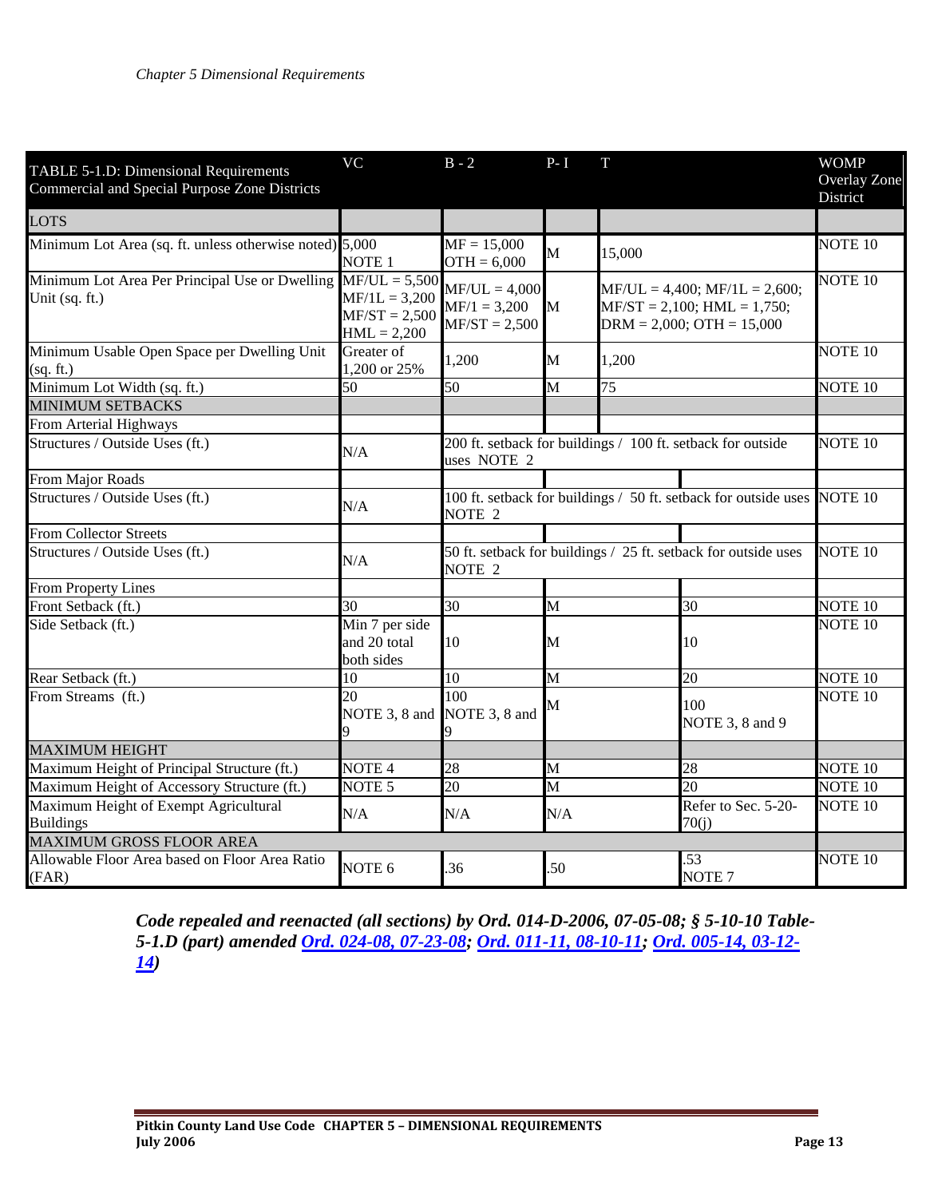*Chapter 5 Dimensional Requirements*

| TABLE 5-1.D: Dimensional Requirements Commercial and Special Purpose Zone Districts | VC | B - 2 | P- I | T | | WOMP Overlay Zone District |
|---|---|---|---|---|---|---|
| LOTS | | | | | | |
| Minimum Lot Area (sq. ft. unless otherwise noted) | 5,000 NOTE 1 | MF = 15,000 OTH = 6,000 | M | 15,000 | | NOTE 10 |
| Minimum Lot Area Per Principal Use or Dwelling Unit (sq. ft.) | MF/UL = 5,500 MF/1L = 3,200 MF/ST = 2,500 HML = 2,200 | MF/UL = 4,000 MF/1 = 3,200 MF/ST = 2,500 | M | MF/UL = 4,400; MF/1L = 2,600; MF/ST = 2,100; HML = 1,750; DRM = 2,000; OTH = 15,000 | | NOTE 10 |
| Minimum Usable Open Space per Dwelling Unit (sq. ft.) | Greater of 1,200 or 25% | 1,200 | M | 1,200 | | NOTE 10 |
| Minimum Lot Width (sq. ft.) | 50 | 50 | M | 75 | | NOTE 10 |
| MINIMUM SETBACKS | | | | | | |
| From Arterial Highways | | | | | | |
| Structures / Outside Uses (ft.) | N/A | 200 ft. setback for buildings / 100 ft. setback for outside uses NOTE 2 | | | | NOTE 10 |
| From Major Roads | | | | | | |
| Structures / Outside Uses (ft.) | N/A | 100 ft. setback for buildings / 50 ft. setback for outside uses NOTE 2 | | | | NOTE 10 |
| From Collector Streets | | | | | | |
| Structures / Outside Uses (ft.) | N/A | 50 ft. setback for buildings / 25 ft. setback for outside uses NOTE 2 | | | | NOTE 10 |
| From Property Lines | | | | | | |
| Front Setback (ft.) | 30 | 30 | M | | 30 | NOTE 10 |
| Side Setback (ft.) | Min 7 per side and 20 total both sides | 10 | M | | 10 | NOTE 10 |
| Rear Setback (ft.) | 10 | 10 | M | | 20 | NOTE 10 |
| From Streams (ft.) | 20 NOTE 3, 8 and 9 | 100 NOTE 3, 8 and 9 | M | | 100 NOTE 3, 8 and 9 | NOTE 10 |
| MAXIMUM HEIGHT | | | | | | |
| Maximum Height of Principal Structure (ft.) | NOTE 4 | 28 | M | | 28 | NOTE 10 |
| Maximum Height of Accessory Structure (ft.) | NOTE 5 | 20 | M | | 20 | NOTE 10 |
| Maximum Height of Exempt Agricultural Buildings | N/A | N/A | N/A | | Refer to Sec. 5-20-70(j) | NOTE 10 |
| MAXIMUM GROSS FLOOR AREA | | | | | | |
| Allowable Floor Area based on Floor Area Ratio (FAR) | NOTE 6 | .36 | .50 | | .53 NOTE 7 | NOTE 10 |

***Code repealed and reenacted (all sections) by Ord. 014-D-2006, 07-05-08; § 5-10-10 Table-5-1.D (part) amended Ord. 024-08, 07-23-08; Ord. 011-11, 08-10-11; Ord. 005-14, 03-12-14)***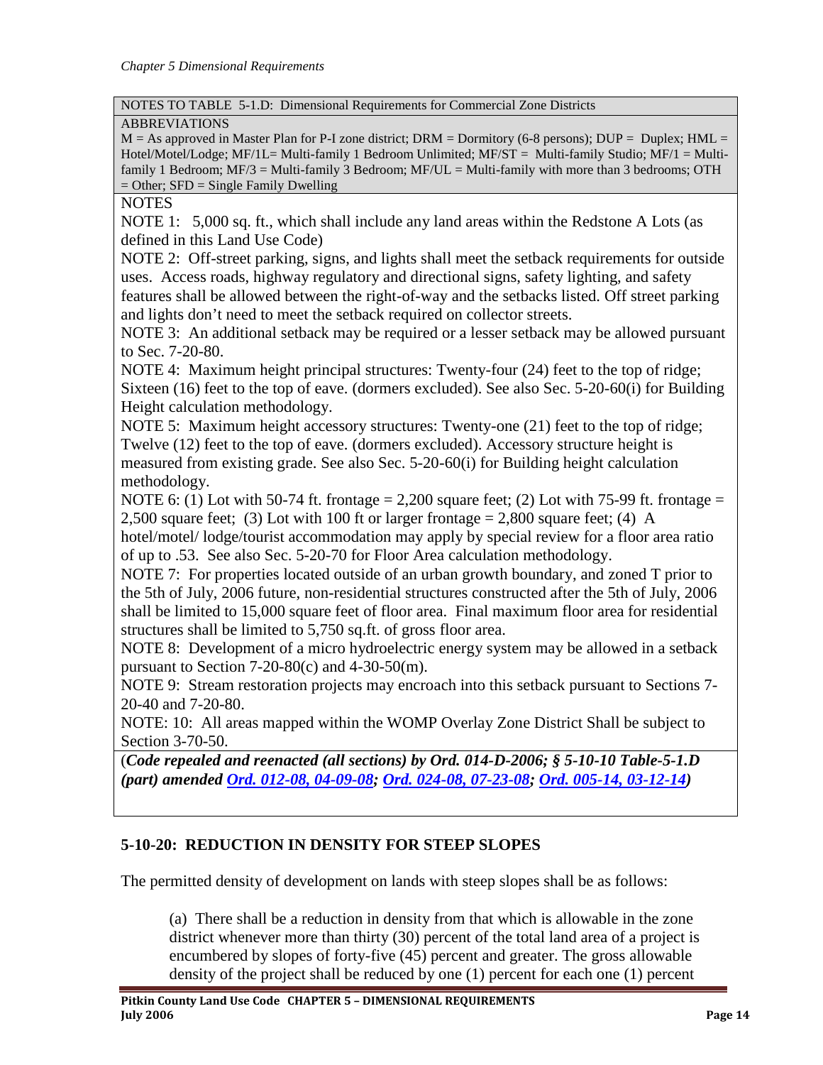NOTES TO TABLE 5-1.D: Dimensional Requirements for Commercial Zone Districts

ABBREVIATIONS

M = As approved in Master Plan for P-I zone district; DRM = Dormitory (6-8 persons); DUP = Duplex; HML = Hotel/Motel/Lodge; MF/1L= Multi-family 1 Bedroom Unlimited; MF/ST = Multi-family Studio; MF/1 = Multi-family 1 Bedroom; MF/3 = Multi-family 3 Bedroom; MF/UL = Multi-family with more than 3 bedrooms; OTH = Other; SFD = Single Family Dwelling

NOTES

NOTE 1: 5,000 sq. ft., which shall include any land areas within the Redstone A Lots (as defined in this Land Use Code)

NOTE 2: Off-street parking, signs, and lights shall meet the setback requirements for outside uses. Access roads, highway regulatory and directional signs, safety lighting, and safety features shall be allowed between the right-of-way and the setbacks listed. Off street parking and lights don't need to meet the setback required on collector streets.

NOTE 3: An additional setback may be required or a lesser setback may be allowed pursuant to Sec. 7-20-80.

NOTE 4: Maximum height principal structures: Twenty-four (24) feet to the top of ridge; Sixteen (16) feet to the top of eave. (dormers excluded). See also Sec. 5-20-60(i) for Building Height calculation methodology.

NOTE 5: Maximum height accessory structures: Twenty-one (21) feet to the top of ridge; Twelve (12) feet to the top of eave. (dormers excluded). Accessory structure height is measured from existing grade. See also Sec. 5-20-60(i) for Building height calculation methodology.

NOTE 6: (1) Lot with 50-74 ft. frontage = 2,200 square feet; (2) Lot with 75-99 ft. frontage = 2,500 square feet; (3) Lot with 100 ft or larger frontage = 2,800 square feet; (4) A hotel/motel/ lodge/tourist accommodation may apply by special review for a floor area ratio of up to .53. See also Sec. 5-20-70 for Floor Area calculation methodology.

NOTE 7: For properties located outside of an urban growth boundary, and zoned T prior to the 5th of July, 2006 future, non-residential structures constructed after the 5th of July, 2006 shall be limited to 15,000 square feet of floor area. Final maximum floor area for residential structures shall be limited to 5,750 sq.ft. of gross floor area.

NOTE 8: Development of a micro hydroelectric energy system may be allowed in a setback pursuant to Section 7-20-80(c) and 4-30-50(m).

NOTE 9: Stream restoration projects may encroach into this setback pursuant to Sections 7-20-40 and 7-20-80.

NOTE: 10: All areas mapped within the WOMP Overlay Zone District Shall be subject to Section 3-70-50.

(***Code repealed and reenacted (all sections) by Ord. 014-D-2006; § 5-10-10 Table-5-1.D (part) amended Ord. 012-08, 04-09-08; Ord. 024-08, 07-23-08; Ord. 005-14, 03-12-14***)

## 5-10-20: REDUCTION IN DENSITY FOR STEEP SLOPES

The permitted density of development on lands with steep slopes shall be as follows:

(a) There shall be a reduction in density from that which is allowable in the zone district whenever more than thirty (30) percent of the total land area of a project is encumbered by slopes of forty-five (45) percent and greater. The gross allowable density of the project shall be reduced by one (1) percent for each one (1) percent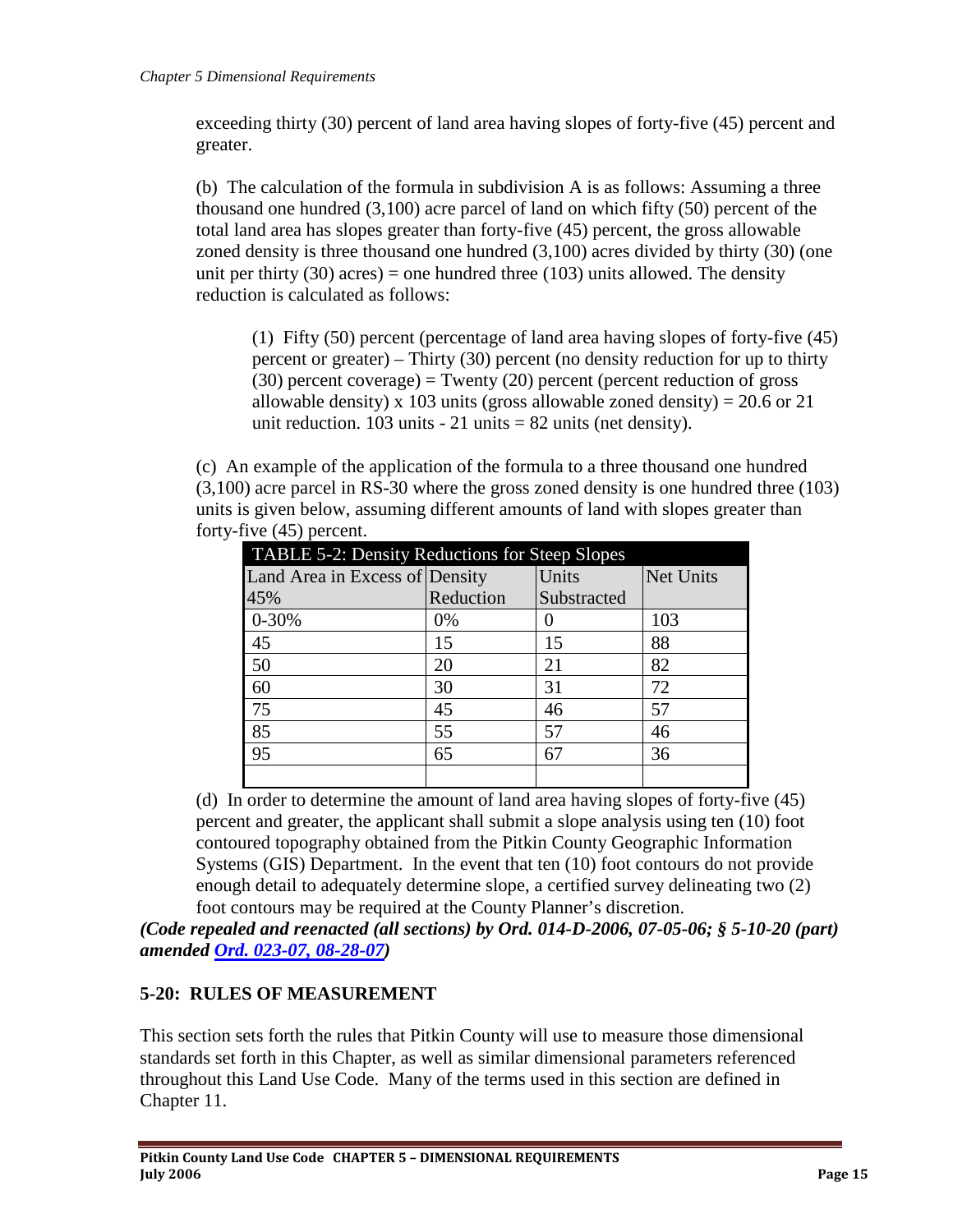exceeding thirty (30) percent of land area having slopes of forty-five (45) percent and greater.

(b) The calculation of the formula in subdivision A is as follows: Assuming a three thousand one hundred (3,100) acre parcel of land on which fifty (50) percent of the total land area has slopes greater than forty-five (45) percent, the gross allowable zoned density is three thousand one hundred (3,100) acres divided by thirty (30) (one unit per thirty (30) acres) = one hundred three (103) units allowed. The density reduction is calculated as follows:

(1) Fifty (50) percent (percentage of land area having slopes of forty-five (45) percent or greater) – Thirty (30) percent (no density reduction for up to thirty (30) percent coverage) = Twenty (20) percent (percent reduction of gross allowable density) x 103 units (gross allowable zoned density) = 20.6 or 21 unit reduction. 103 units - 21 units = 82 units (net density).

(c) An example of the application of the formula to a three thousand one hundred (3,100) acre parcel in RS-30 where the gross zoned density is one hundred three (103) units is given below, assuming different amounts of land with slopes greater than forty-five (45) percent.

**TABLE 5-2: Density Reductions for Steep Slopes**

| Land Area in Excess of 45% | Density Reduction | Units Substracted | Net Units |
|---|---|---|---|
| 0-30% | 0% | 0 | 103 |
| 45 | 15 | 15 | 88 |
| 50 | 20 | 21 | 82 |
| 60 | 30 | 31 | 72 |
| 75 | 45 | 46 | 57 |
| 85 | 55 | 57 | 46 |
| 95 | 65 | 67 | 36 |
| | | | |

(d) In order to determine the amount of land area having slopes of forty-five (45) percent and greater, the applicant shall submit a slope analysis using ten (10) foot contoured topography obtained from the Pitkin County Geographic Information Systems (GIS) Department. In the event that ten (10) foot contours do not provide enough detail to adequately determine slope, a certified survey delineating two (2) foot contours may be required at the County Planner's discretion.

***(Code repealed and reenacted (all sections) by Ord. 014-D-2006, 07-05-06; § 5-10-20 (part) amended Ord. 023-07, 08-28-07)***

## 5-20: RULES OF MEASUREMENT

This section sets forth the rules that Pitkin County will use to measure those dimensional standards set forth in this Chapter, as well as similar dimensional parameters referenced throughout this Land Use Code. Many of the terms used in this section are defined in Chapter 11.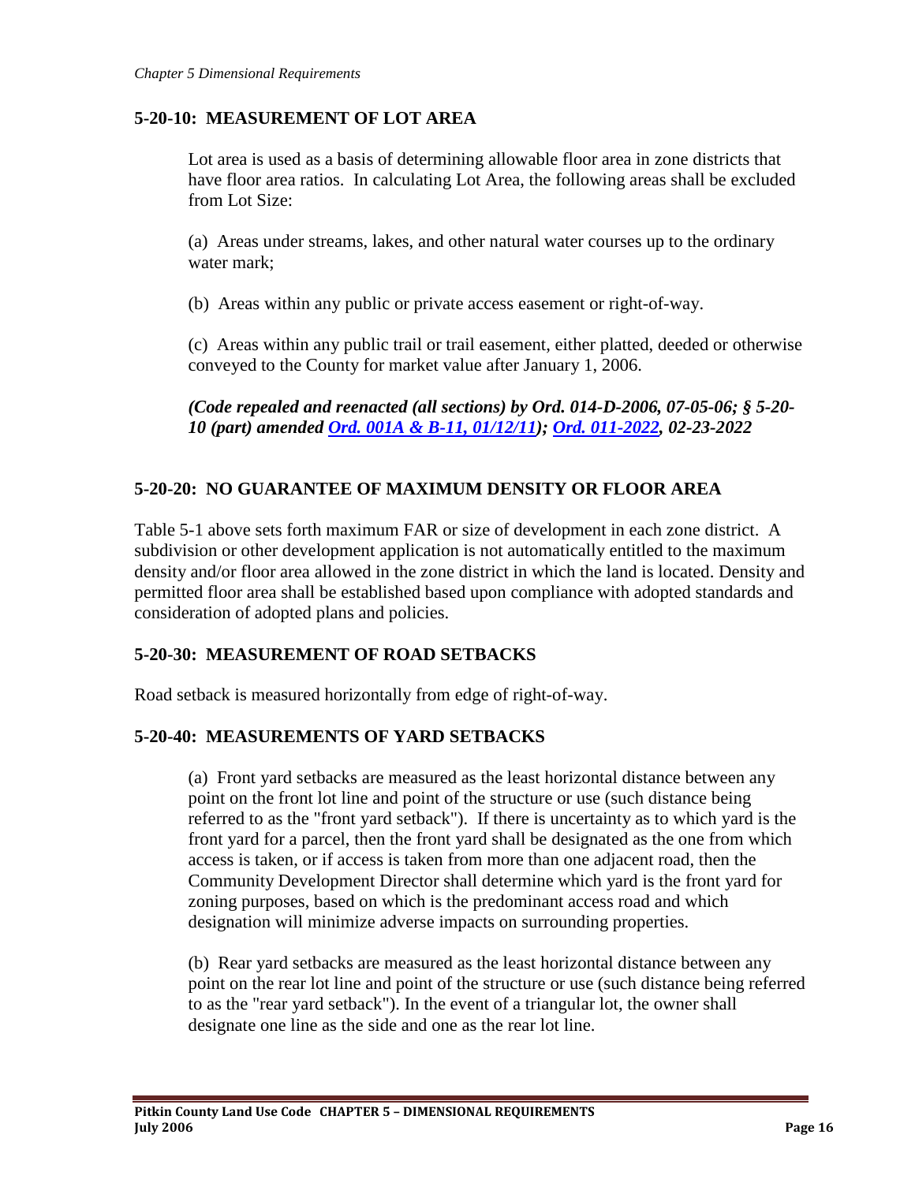### 5-20-10: MEASUREMENT OF LOT AREA

Lot area is used as a basis of determining allowable floor area in zone districts that have floor area ratios. In calculating Lot Area, the following areas shall be excluded from Lot Size:

(a) Areas under streams, lakes, and other natural water courses up to the ordinary water mark;

(b) Areas within any public or private access easement or right-of-way.

(c) Areas within any public trail or trail easement, either platted, deeded or otherwise conveyed to the County for market value after January 1, 2006.

***(Code repealed and reenacted (all sections) by Ord. 014-D-2006, 07-05-06; § 5-20-10 (part) amended Ord. 001A & B-11, 01/12/11); Ord. 011-2022, 02-23-2022***

### 5-20-20: NO GUARANTEE OF MAXIMUM DENSITY OR FLOOR AREA

Table 5-1 above sets forth maximum FAR or size of development in each zone district. A subdivision or other development application is not automatically entitled to the maximum density and/or floor area allowed in the zone district in which the land is located. Density and permitted floor area shall be established based upon compliance with adopted standards and consideration of adopted plans and policies.

### 5-20-30: MEASUREMENT OF ROAD SETBACKS

Road setback is measured horizontally from edge of right-of-way.

### 5-20-40: MEASUREMENTS OF YARD SETBACKS

(a) Front yard setbacks are measured as the least horizontal distance between any point on the front lot line and point of the structure or use (such distance being referred to as the "front yard setback"). If there is uncertainty as to which yard is the front yard for a parcel, then the front yard shall be designated as the one from which access is taken, or if access is taken from more than one adjacent road, then the Community Development Director shall determine which yard is the front yard for zoning purposes, based on which is the predominant access road and which designation will minimize adverse impacts on surrounding properties.

(b) Rear yard setbacks are measured as the least horizontal distance between any point on the rear lot line and point of the structure or use (such distance being referred to as the "rear yard setback"). In the event of a triangular lot, the owner shall designate one line as the side and one as the rear lot line.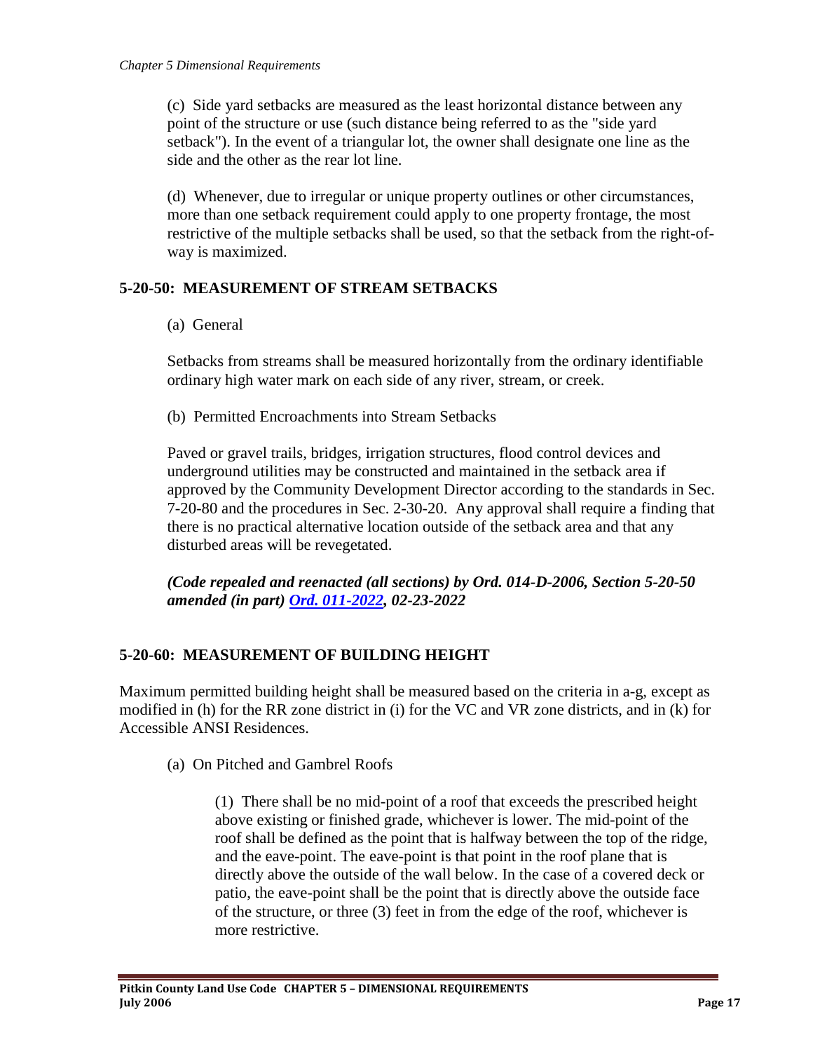(c) Side yard setbacks are measured as the least horizontal distance between any point of the structure or use (such distance being referred to as the "side yard setback"). In the event of a triangular lot, the owner shall designate one line as the side and the other as the rear lot line.

(d) Whenever, due to irregular or unique property outlines or other circumstances, more than one setback requirement could apply to one property frontage, the most restrictive of the multiple setbacks shall be used, so that the setback from the right-of-way is maximized.

## 5-20-50: MEASUREMENT OF STREAM SETBACKS

(a) General

Setbacks from streams shall be measured horizontally from the ordinary identifiable ordinary high water mark on each side of any river, stream, or creek.

(b) Permitted Encroachments into Stream Setbacks

Paved or gravel trails, bridges, irrigation structures, flood control devices and underground utilities may be constructed and maintained in the setback area if approved by the Community Development Director according to the standards in Sec. 7-20-80 and the procedures in Sec. 2-30-20. Any approval shall require a finding that there is no practical alternative location outside of the setback area and that any disturbed areas will be revegetated.

***(Code repealed and reenacted (all sections) by Ord. 014-D-2006, Section 5-20-50 amended (in part) Ord. 011-2022, 02-23-2022***

## 5-20-60: MEASUREMENT OF BUILDING HEIGHT

Maximum permitted building height shall be measured based on the criteria in a-g, except as modified in (h) for the RR zone district in (i) for the VC and VR zone districts, and in (k) for Accessible ANSI Residences.

(a) On Pitched and Gambrel Roofs

(1) There shall be no mid-point of a roof that exceeds the prescribed height above existing or finished grade, whichever is lower. The mid-point of the roof shall be defined as the point that is halfway between the top of the ridge, and the eave-point. The eave-point is that point in the roof plane that is directly above the outside of the wall below. In the case of a covered deck or patio, the eave-point shall be the point that is directly above the outside face of the structure, or three (3) feet in from the edge of the roof, whichever is more restrictive.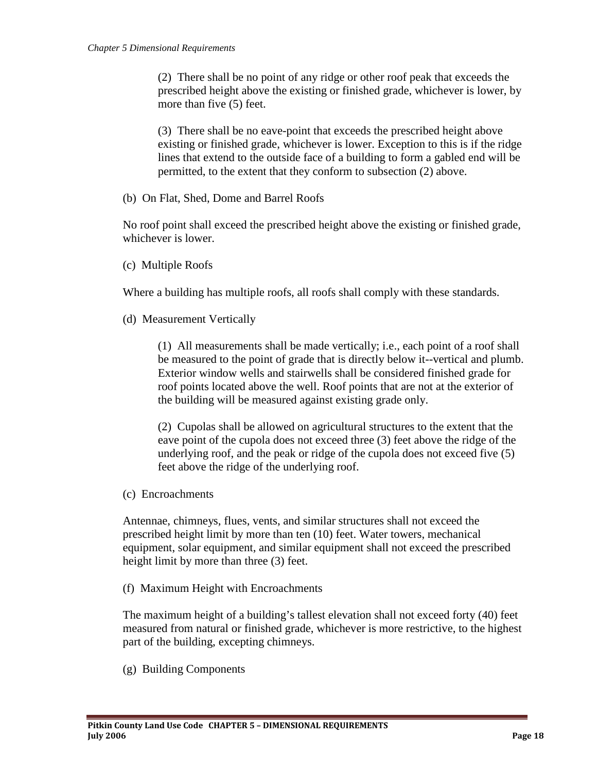(2) There shall be no point of any ridge or other roof peak that exceeds the prescribed height above the existing or finished grade, whichever is lower, by more than five (5) feet.

(3) There shall be no eave-point that exceeds the prescribed height above existing or finished grade, whichever is lower. Exception to this is if the ridge lines that extend to the outside face of a building to form a gabled end will be permitted, to the extent that they conform to subsection (2) above.

(b) On Flat, Shed, Dome and Barrel Roofs

No roof point shall exceed the prescribed height above the existing or finished grade, whichever is lower.

(c) Multiple Roofs

Where a building has multiple roofs, all roofs shall comply with these standards.

(d) Measurement Vertically

(1) All measurements shall be made vertically; i.e., each point of a roof shall be measured to the point of grade that is directly below it--vertical and plumb. Exterior window wells and stairwells shall be considered finished grade for roof points located above the well. Roof points that are not at the exterior of the building will be measured against existing grade only.

(2) Cupolas shall be allowed on agricultural structures to the extent that the eave point of the cupola does not exceed three (3) feet above the ridge of the underlying roof, and the peak or ridge of the cupola does not exceed five (5) feet above the ridge of the underlying roof.

(c) Encroachments

Antennae, chimneys, flues, vents, and similar structures shall not exceed the prescribed height limit by more than ten (10) feet. Water towers, mechanical equipment, solar equipment, and similar equipment shall not exceed the prescribed height limit by more than three (3) feet.

(f) Maximum Height with Encroachments

The maximum height of a building's tallest elevation shall not exceed forty (40) feet measured from natural or finished grade, whichever is more restrictive, to the highest part of the building, excepting chimneys.

(g) Building Components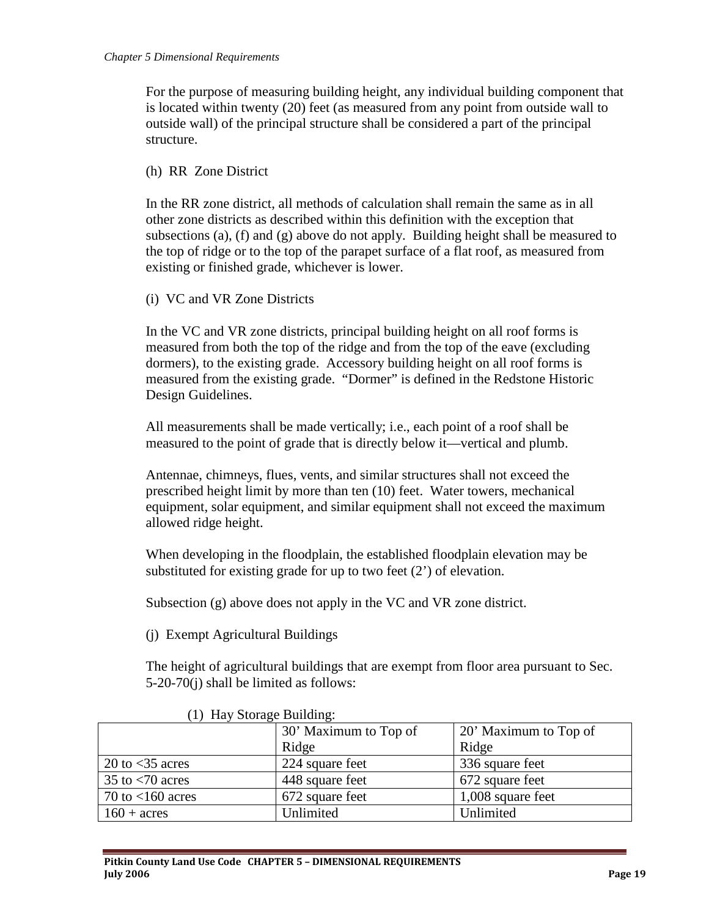For the purpose of measuring building height, any individual building component that is located within twenty (20) feet (as measured from any point from outside wall to outside wall) of the principal structure shall be considered a part of the principal structure.

(h) RR Zone District

In the RR zone district, all methods of calculation shall remain the same as in all other zone districts as described within this definition with the exception that subsections (a), (f) and (g) above do not apply. Building height shall be measured to the top of ridge or to the top of the parapet surface of a flat roof, as measured from existing or finished grade, whichever is lower.

(i) VC and VR Zone Districts

In the VC and VR zone districts, principal building height on all roof forms is measured from both the top of the ridge and from the top of the eave (excluding dormers), to the existing grade. Accessory building height on all roof forms is measured from the existing grade. "Dormer" is defined in the Redstone Historic Design Guidelines.

All measurements shall be made vertically; i.e., each point of a roof shall be measured to the point of grade that is directly below it—vertical and plumb.

Antennae, chimneys, flues, vents, and similar structures shall not exceed the prescribed height limit by more than ten (10) feet. Water towers, mechanical equipment, solar equipment, and similar equipment shall not exceed the maximum allowed ridge height.

When developing in the floodplain, the established floodplain elevation may be substituted for existing grade for up to two feet (2') of elevation.

Subsection (g) above does not apply in the VC and VR zone district.

(j) Exempt Agricultural Buildings

The height of agricultural buildings that are exempt from floor area pursuant to Sec. 5-20-70(j) shall be limited as follows:

(1) Hay Storage Building:

| | 30' Maximum to Top of Ridge | 20' Maximum to Top of Ridge |
|---|---|---|
| 20 to <35 acres | 224 square feet | 336 square feet |
| 35 to <70 acres | 448 square feet | 672 square feet |
| 70 to <160 acres | 672 square feet | 1,008 square feet |
| 160 + acres | Unlimited | Unlimited |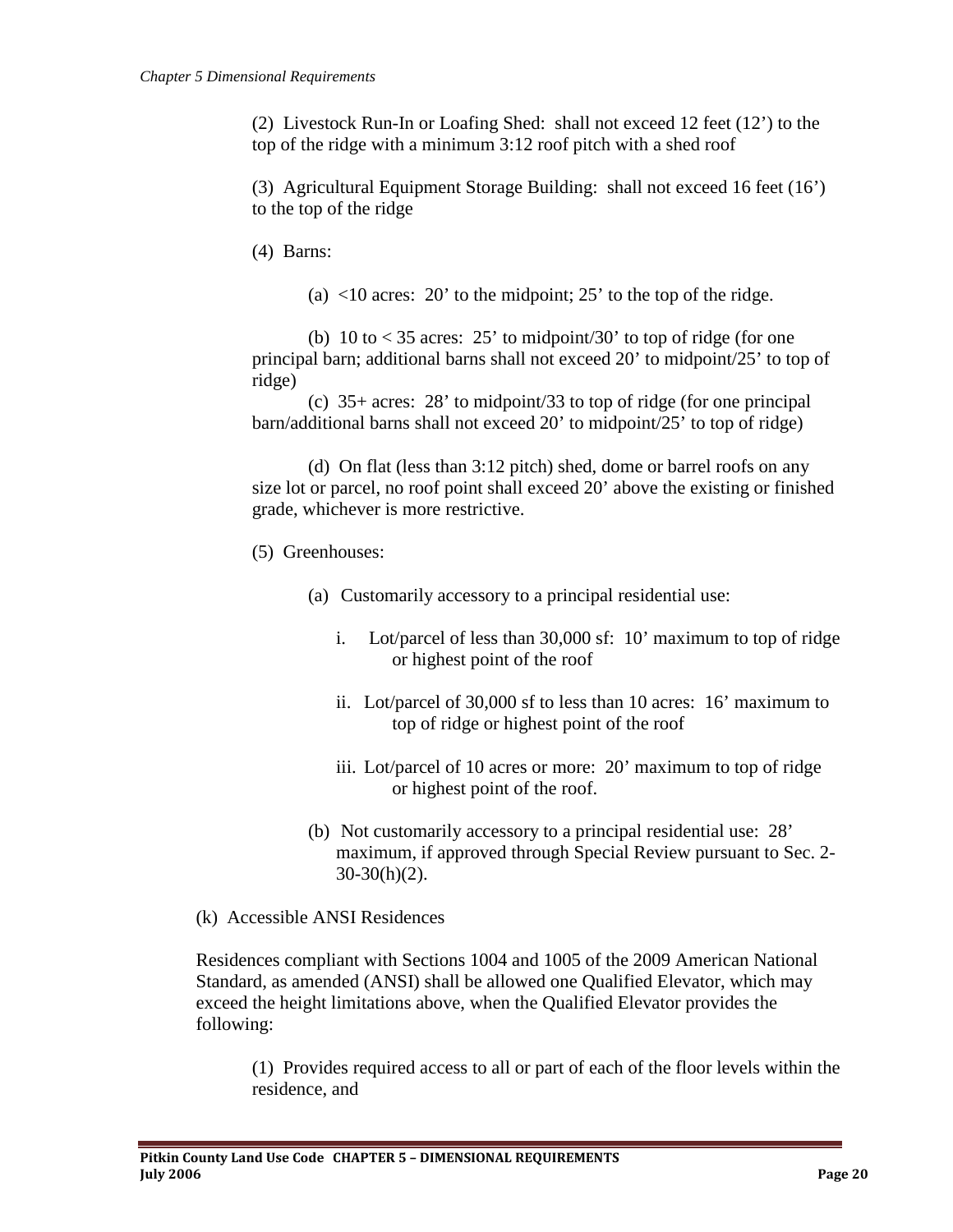(2) Livestock Run-In or Loafing Shed: shall not exceed 12 feet (12') to the top of the ridge with a minimum 3:12 roof pitch with a shed roof

(3) Agricultural Equipment Storage Building: shall not exceed 16 feet (16') to the top of the ridge

(4) Barns:

(a) <10 acres: 20' to the midpoint; 25' to the top of the ridge.

(b) 10 to < 35 acres: 25' to midpoint/30' to top of ridge (for one principal barn; additional barns shall not exceed 20' to midpoint/25' to top of ridge)

(c) 35+ acres: 28' to midpoint/33 to top of ridge (for one principal barn/additional barns shall not exceed 20' to midpoint/25' to top of ridge)

(d) On flat (less than 3:12 pitch) shed, dome or barrel roofs on any size lot or parcel, no roof point shall exceed 20' above the existing or finished grade, whichever is more restrictive.

(5) Greenhouses:

(a) Customarily accessory to a principal residential use:

i. Lot/parcel of less than 30,000 sf: 10' maximum to top of ridge or highest point of the roof

ii. Lot/parcel of 30,000 sf to less than 10 acres: 16' maximum to top of ridge or highest point of the roof

iii. Lot/parcel of 10 acres or more: 20' maximum to top of ridge or highest point of the roof.

(b) Not customarily accessory to a principal residential use: 28' maximum, if approved through Special Review pursuant to Sec. 2-30-30(h)(2).

(k) Accessible ANSI Residences

Residences compliant with Sections 1004 and 1005 of the 2009 American National Standard, as amended (ANSI) shall be allowed one Qualified Elevator, which may exceed the height limitations above, when the Qualified Elevator provides the following:

(1) Provides required access to all or part of each of the floor levels within the residence, and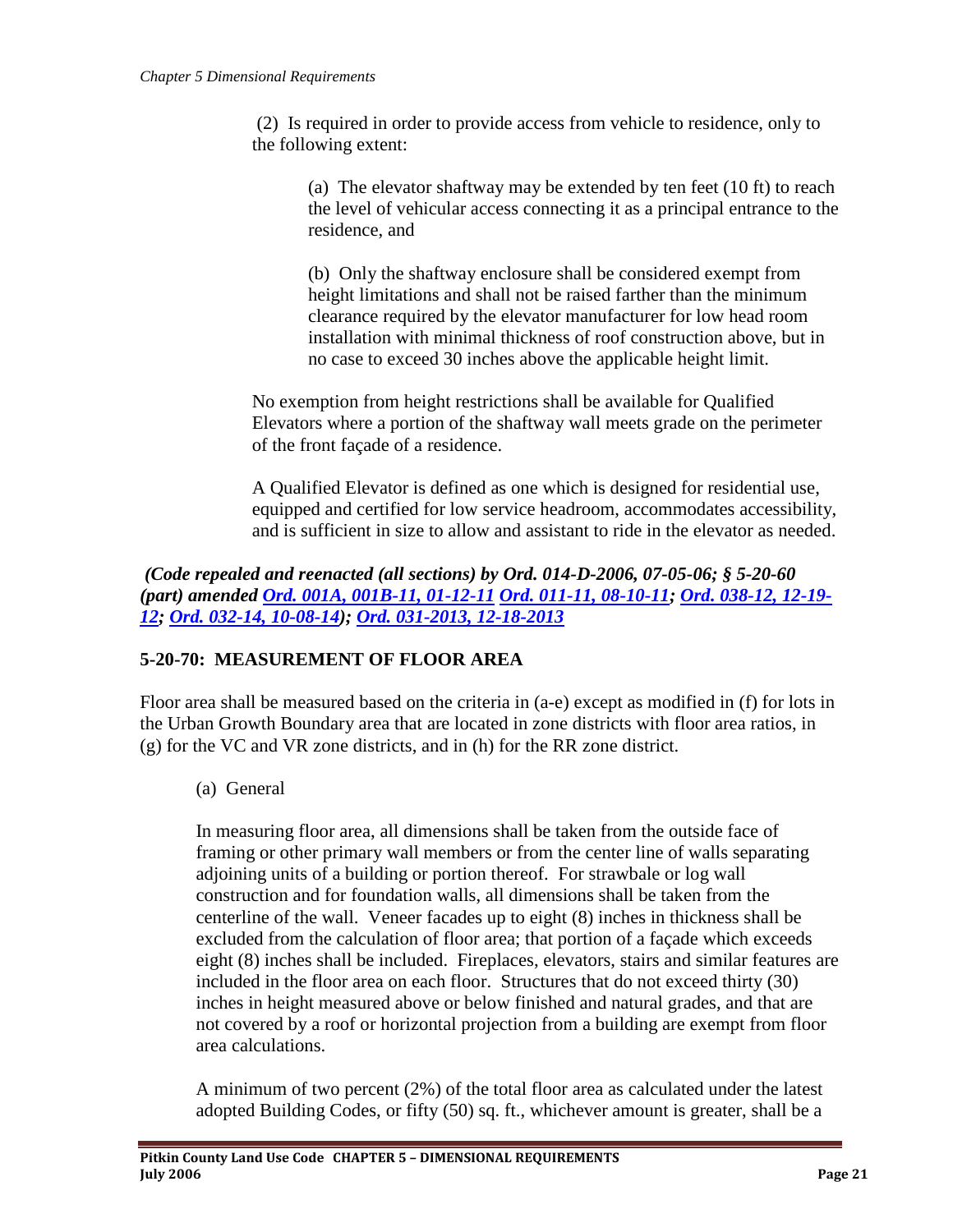(2) Is required in order to provide access from vehicle to residence, only to the following extent:

(a) The elevator shaftway may be extended by ten feet (10 ft) to reach the level of vehicular access connecting it as a principal entrance to the residence, and

(b) Only the shaftway enclosure shall be considered exempt from height limitations and shall not be raised farther than the minimum clearance required by the elevator manufacturer for low head room installation with minimal thickness of roof construction above, but in no case to exceed 30 inches above the applicable height limit.

No exemption from height restrictions shall be available for Qualified Elevators where a portion of the shaftway wall meets grade on the perimeter of the front façade of a residence.

A Qualified Elevator is defined as one which is designed for residential use, equipped and certified for low service headroom, accommodates accessibility, and is sufficient in size to allow and assistant to ride in the elevator as needed.

***(Code repealed and reenacted (all sections) by Ord. 014-D-2006, 07-05-06; § 5-20-60 (part) amended Ord. 001A, 001B-11, 01-12-11 Ord. 011-11, 08-10-11; Ord. 038-12, 12-19-12; Ord. 032-14, 10-08-14); Ord. 031-2013, 12-18-2013***

## 5-20-70: MEASUREMENT OF FLOOR AREA

Floor area shall be measured based on the criteria in (a-e) except as modified in (f) for lots in the Urban Growth Boundary area that are located in zone districts with floor area ratios, in (g) for the VC and VR zone districts, and in (h) for the RR zone district.

(a) General

In measuring floor area, all dimensions shall be taken from the outside face of framing or other primary wall members or from the center line of walls separating adjoining units of a building or portion thereof. For strawbale or log wall construction and for foundation walls, all dimensions shall be taken from the centerline of the wall. Veneer facades up to eight (8) inches in thickness shall be excluded from the calculation of floor area; that portion of a façade which exceeds eight (8) inches shall be included. Fireplaces, elevators, stairs and similar features are included in the floor area on each floor. Structures that do not exceed thirty (30) inches in height measured above or below finished and natural grades, and that are not covered by a roof or horizontal projection from a building are exempt from floor area calculations.

A minimum of two percent (2%) of the total floor area as calculated under the latest adopted Building Codes, or fifty (50) sq. ft., whichever amount is greater, shall be a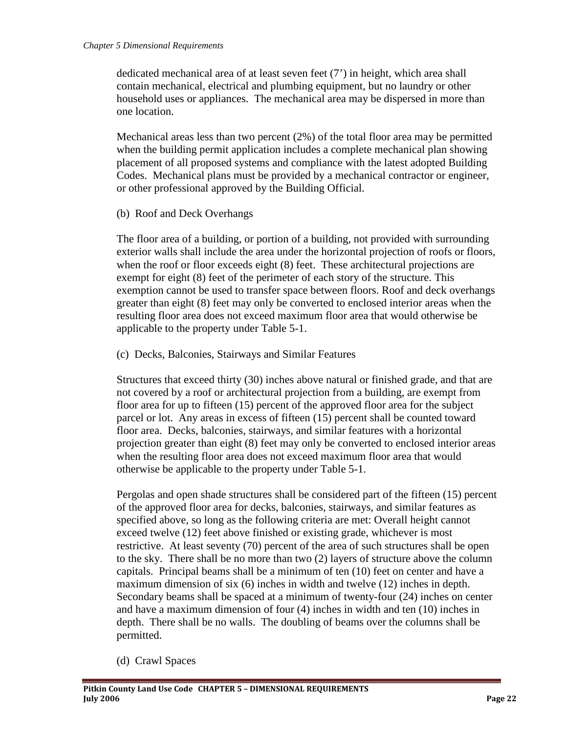dedicated mechanical area of at least seven feet (7') in height, which area shall contain mechanical, electrical and plumbing equipment, but no laundry or other household uses or appliances. The mechanical area may be dispersed in more than one location.

Mechanical areas less than two percent (2%) of the total floor area may be permitted when the building permit application includes a complete mechanical plan showing placement of all proposed systems and compliance with the latest adopted Building Codes. Mechanical plans must be provided by a mechanical contractor or engineer, or other professional approved by the Building Official.

(b) Roof and Deck Overhangs

The floor area of a building, or portion of a building, not provided with surrounding exterior walls shall include the area under the horizontal projection of roofs or floors, when the roof or floor exceeds eight (8) feet. These architectural projections are exempt for eight (8) feet of the perimeter of each story of the structure. This exemption cannot be used to transfer space between floors. Roof and deck overhangs greater than eight (8) feet may only be converted to enclosed interior areas when the resulting floor area does not exceed maximum floor area that would otherwise be applicable to the property under Table 5-1.

(c) Decks, Balconies, Stairways and Similar Features

Structures that exceed thirty (30) inches above natural or finished grade, and that are not covered by a roof or architectural projection from a building, are exempt from floor area for up to fifteen (15) percent of the approved floor area for the subject parcel or lot. Any areas in excess of fifteen (15) percent shall be counted toward floor area. Decks, balconies, stairways, and similar features with a horizontal projection greater than eight (8) feet may only be converted to enclosed interior areas when the resulting floor area does not exceed maximum floor area that would otherwise be applicable to the property under Table 5-1.

Pergolas and open shade structures shall be considered part of the fifteen (15) percent of the approved floor area for decks, balconies, stairways, and similar features as specified above, so long as the following criteria are met: Overall height cannot exceed twelve (12) feet above finished or existing grade, whichever is most restrictive. At least seventy (70) percent of the area of such structures shall be open to the sky. There shall be no more than two (2) layers of structure above the column capitals. Principal beams shall be a minimum of ten (10) feet on center and have a maximum dimension of six (6) inches in width and twelve (12) inches in depth. Secondary beams shall be spaced at a minimum of twenty-four (24) inches on center and have a maximum dimension of four (4) inches in width and ten (10) inches in depth. There shall be no walls. The doubling of beams over the columns shall be permitted.

(d) Crawl Spaces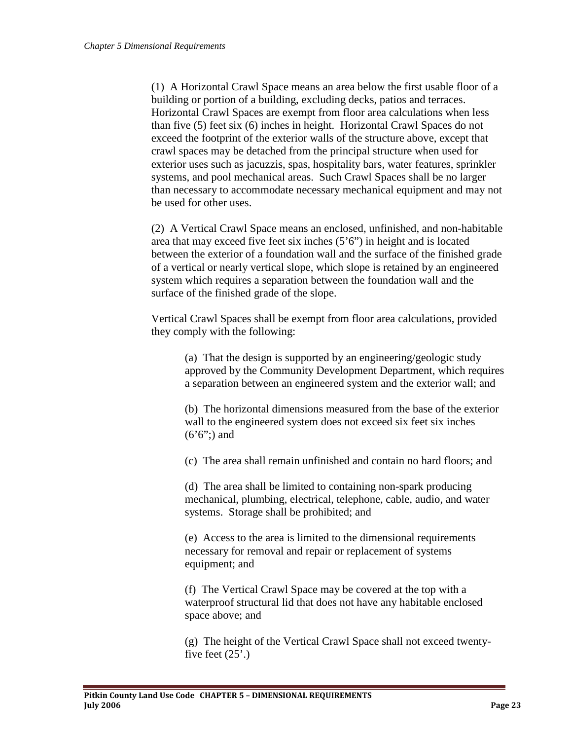(1) A Horizontal Crawl Space means an area below the first usable floor of a building or portion of a building, excluding decks, patios and terraces. Horizontal Crawl Spaces are exempt from floor area calculations when less than five (5) feet six (6) inches in height. Horizontal Crawl Spaces do not exceed the footprint of the exterior walls of the structure above, except that crawl spaces may be detached from the principal structure when used for exterior uses such as jacuzzis, spas, hospitality bars, water features, sprinkler systems, and pool mechanical areas. Such Crawl Spaces shall be no larger than necessary to accommodate necessary mechanical equipment and may not be used for other uses.

(2) A Vertical Crawl Space means an enclosed, unfinished, and non-habitable area that may exceed five feet six inches (5'6") in height and is located between the exterior of a foundation wall and the surface of the finished grade of a vertical or nearly vertical slope, which slope is retained by an engineered system which requires a separation between the foundation wall and the surface of the finished grade of the slope.

Vertical Crawl Spaces shall be exempt from floor area calculations, provided they comply with the following:

(a) That the design is supported by an engineering/geologic study approved by the Community Development Department, which requires a separation between an engineered system and the exterior wall; and

(b) The horizontal dimensions measured from the base of the exterior wall to the engineered system does not exceed six feet six inches (6'6";) and

(c) The area shall remain unfinished and contain no hard floors; and

(d) The area shall be limited to containing non-spark producing mechanical, plumbing, electrical, telephone, cable, audio, and water systems. Storage shall be prohibited; and

(e) Access to the area is limited to the dimensional requirements necessary for removal and repair or replacement of systems equipment; and

(f) The Vertical Crawl Space may be covered at the top with a waterproof structural lid that does not have any habitable enclosed space above; and

(g) The height of the Vertical Crawl Space shall not exceed twenty-five feet (25'.)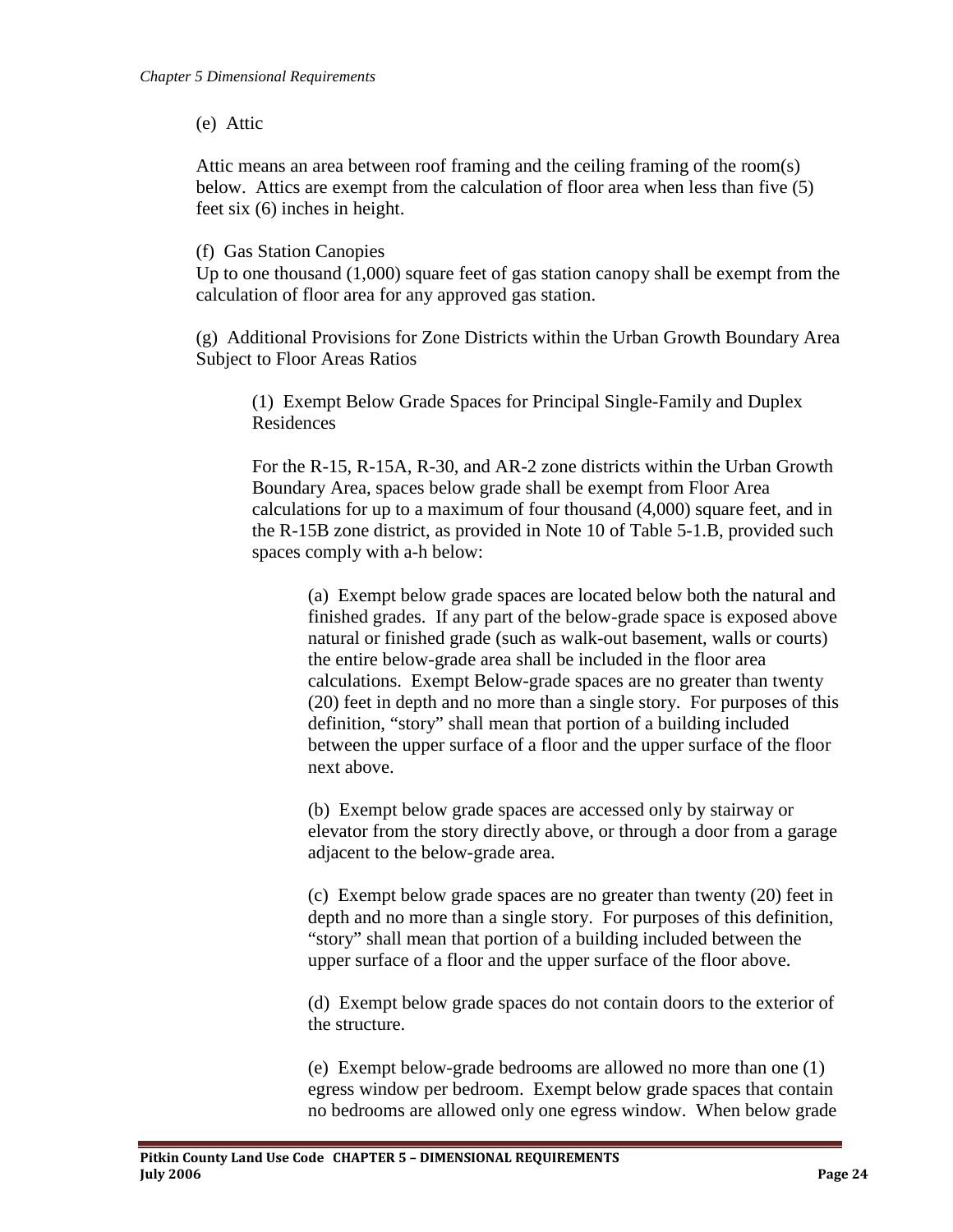(e) Attic

Attic means an area between roof framing and the ceiling framing of the room(s) below. Attics are exempt from the calculation of floor area when less than five (5) feet six (6) inches in height.

(f) Gas Station Canopies

Up to one thousand (1,000) square feet of gas station canopy shall be exempt from the calculation of floor area for any approved gas station.

(g) Additional Provisions for Zone Districts within the Urban Growth Boundary Area Subject to Floor Areas Ratios

(1) Exempt Below Grade Spaces for Principal Single-Family and Duplex Residences

For the R-15, R-15A, R-30, and AR-2 zone districts within the Urban Growth Boundary Area, spaces below grade shall be exempt from Floor Area calculations for up to a maximum of four thousand (4,000) square feet, and in the R-15B zone district, as provided in Note 10 of Table 5-1.B, provided such spaces comply with a-h below:

(a) Exempt below grade spaces are located below both the natural and finished grades. If any part of the below-grade space is exposed above natural or finished grade (such as walk-out basement, walls or courts) the entire below-grade area shall be included in the floor area calculations. Exempt Below-grade spaces are no greater than twenty (20) feet in depth and no more than a single story. For purposes of this definition, "story" shall mean that portion of a building included between the upper surface of a floor and the upper surface of the floor next above.

(b) Exempt below grade spaces are accessed only by stairway or elevator from the story directly above, or through a door from a garage adjacent to the below-grade area.

(c) Exempt below grade spaces are no greater than twenty (20) feet in depth and no more than a single story. For purposes of this definition, "story" shall mean that portion of a building included between the upper surface of a floor and the upper surface of the floor above.

(d) Exempt below grade spaces do not contain doors to the exterior of the structure.

(e) Exempt below-grade bedrooms are allowed no more than one (1) egress window per bedroom. Exempt below grade spaces that contain no bedrooms are allowed only one egress window. When below grade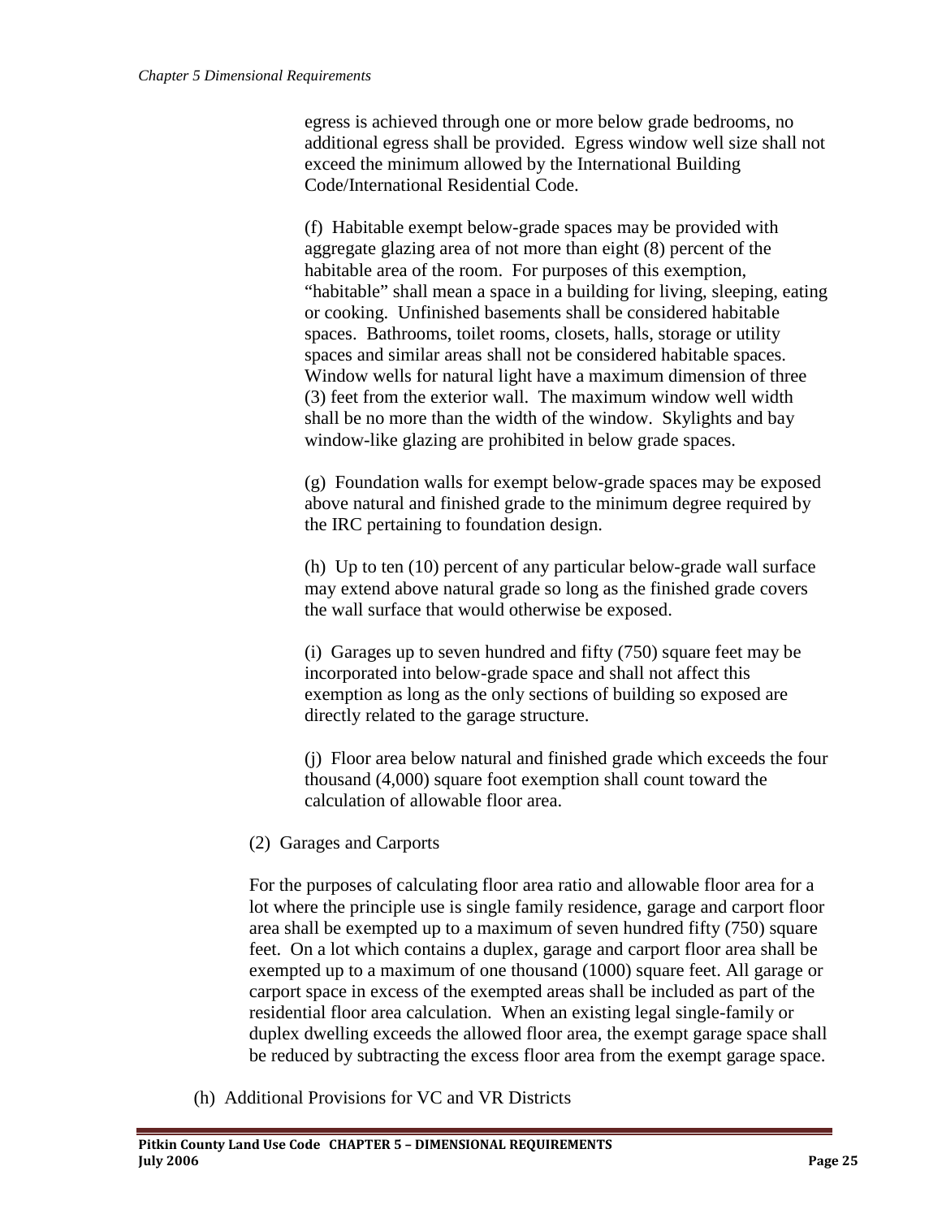egress is achieved through one or more below grade bedrooms, no additional egress shall be provided. Egress window well size shall not exceed the minimum allowed by the International Building Code/International Residential Code.

(f) Habitable exempt below-grade spaces may be provided with aggregate glazing area of not more than eight (8) percent of the habitable area of the room. For purposes of this exemption, "habitable" shall mean a space in a building for living, sleeping, eating or cooking. Unfinished basements shall be considered habitable spaces. Bathrooms, toilet rooms, closets, halls, storage or utility spaces and similar areas shall not be considered habitable spaces. Window wells for natural light have a maximum dimension of three (3) feet from the exterior wall. The maximum window well width shall be no more than the width of the window. Skylights and bay window-like glazing are prohibited in below grade spaces.

(g) Foundation walls for exempt below-grade spaces may be exposed above natural and finished grade to the minimum degree required by the IRC pertaining to foundation design.

(h) Up to ten (10) percent of any particular below-grade wall surface may extend above natural grade so long as the finished grade covers the wall surface that would otherwise be exposed.

(i) Garages up to seven hundred and fifty (750) square feet may be incorporated into below-grade space and shall not affect this exemption as long as the only sections of building so exposed are directly related to the garage structure.

(j) Floor area below natural and finished grade which exceeds the four thousand (4,000) square foot exemption shall count toward the calculation of allowable floor area.

(2) Garages and Carports

For the purposes of calculating floor area ratio and allowable floor area for a lot where the principle use is single family residence, garage and carport floor area shall be exempted up to a maximum of seven hundred fifty (750) square feet. On a lot which contains a duplex, garage and carport floor area shall be exempted up to a maximum of one thousand (1000) square feet. All garage or carport space in excess of the exempted areas shall be included as part of the residential floor area calculation. When an existing legal single-family or duplex dwelling exceeds the allowed floor area, the exempt garage space shall be reduced by subtracting the excess floor area from the exempt garage space.

(h) Additional Provisions for VC and VR Districts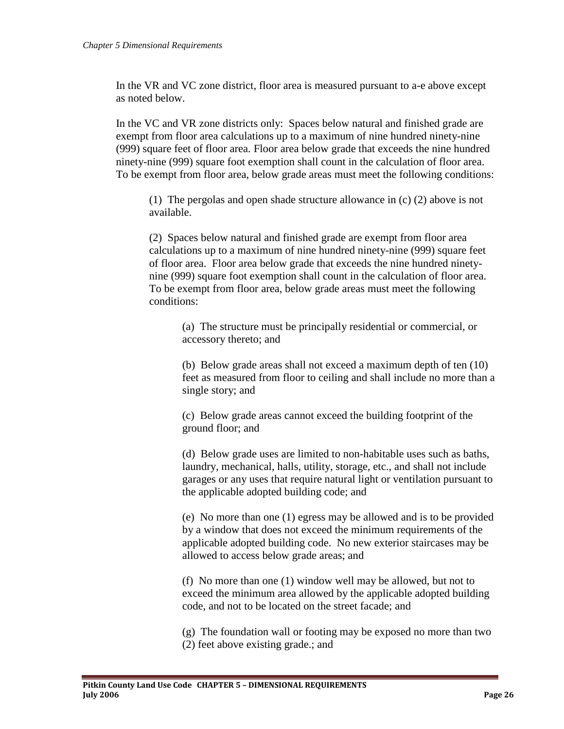In the VR and VC zone district, floor area is measured pursuant to a-e above except as noted below.

In the VC and VR zone districts only: Spaces below natural and finished grade are exempt from floor area calculations up to a maximum of nine hundred ninety-nine (999) square feet of floor area. Floor area below grade that exceeds the nine hundred ninety-nine (999) square foot exemption shall count in the calculation of floor area. To be exempt from floor area, below grade areas must meet the following conditions:

(1) The pergolas and open shade structure allowance in (c) (2) above is not available.

(2) Spaces below natural and finished grade are exempt from floor area calculations up to a maximum of nine hundred ninety-nine (999) square feet of floor area. Floor area below grade that exceeds the nine hundred ninety-nine (999) square foot exemption shall count in the calculation of floor area. To be exempt from floor area, below grade areas must meet the following conditions:

(a) The structure must be principally residential or commercial, or accessory thereto; and

(b) Below grade areas shall not exceed a maximum depth of ten (10) feet as measured from floor to ceiling and shall include no more than a single story; and

(c) Below grade areas cannot exceed the building footprint of the ground floor; and

(d) Below grade uses are limited to non-habitable uses such as baths, laundry, mechanical, halls, utility, storage, etc., and shall not include garages or any uses that require natural light or ventilation pursuant to the applicable adopted building code; and

(e) No more than one (1) egress may be allowed and is to be provided by a window that does not exceed the minimum requirements of the applicable adopted building code. No new exterior staircases may be allowed to access below grade areas; and

(f) No more than one (1) window well may be allowed, but not to exceed the minimum area allowed by the applicable adopted building code, and not to be located on the street facade; and

(g) The foundation wall or footing may be exposed no more than two (2) feet above existing grade.; and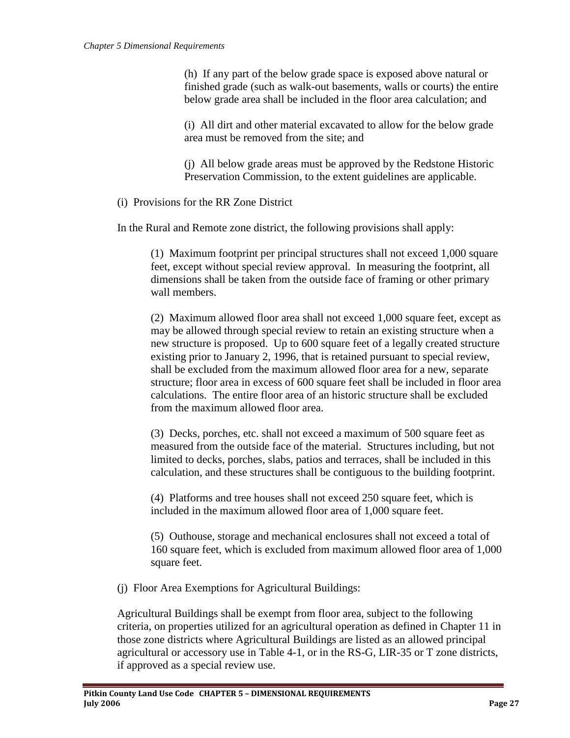(h) If any part of the below grade space is exposed above natural or finished grade (such as walk-out basements, walls or courts) the entire below grade area shall be included in the floor area calculation; and

(i) All dirt and other material excavated to allow for the below grade area must be removed from the site; and

(j) All below grade areas must be approved by the Redstone Historic Preservation Commission, to the extent guidelines are applicable.

(i) Provisions for the RR Zone District

In the Rural and Remote zone district, the following provisions shall apply:

(1) Maximum footprint per principal structures shall not exceed 1,000 square feet, except without special review approval. In measuring the footprint, all dimensions shall be taken from the outside face of framing or other primary wall members.

(2) Maximum allowed floor area shall not exceed 1,000 square feet, except as may be allowed through special review to retain an existing structure when a new structure is proposed. Up to 600 square feet of a legally created structure existing prior to January 2, 1996, that is retained pursuant to special review, shall be excluded from the maximum allowed floor area for a new, separate structure; floor area in excess of 600 square feet shall be included in floor area calculations. The entire floor area of an historic structure shall be excluded from the maximum allowed floor area.

(3) Decks, porches, etc. shall not exceed a maximum of 500 square feet as measured from the outside face of the material. Structures including, but not limited to decks, porches, slabs, patios and terraces, shall be included in this calculation, and these structures shall be contiguous to the building footprint.

(4) Platforms and tree houses shall not exceed 250 square feet, which is included in the maximum allowed floor area of 1,000 square feet.

(5) Outhouse, storage and mechanical enclosures shall not exceed a total of 160 square feet, which is excluded from maximum allowed floor area of 1,000 square feet.

(j) Floor Area Exemptions for Agricultural Buildings:

Agricultural Buildings shall be exempt from floor area, subject to the following criteria, on properties utilized for an agricultural operation as defined in Chapter 11 in those zone districts where Agricultural Buildings are listed as an allowed principal agricultural or accessory use in Table 4-1, or in the RS-G, LIR-35 or T zone districts, if approved as a special review use.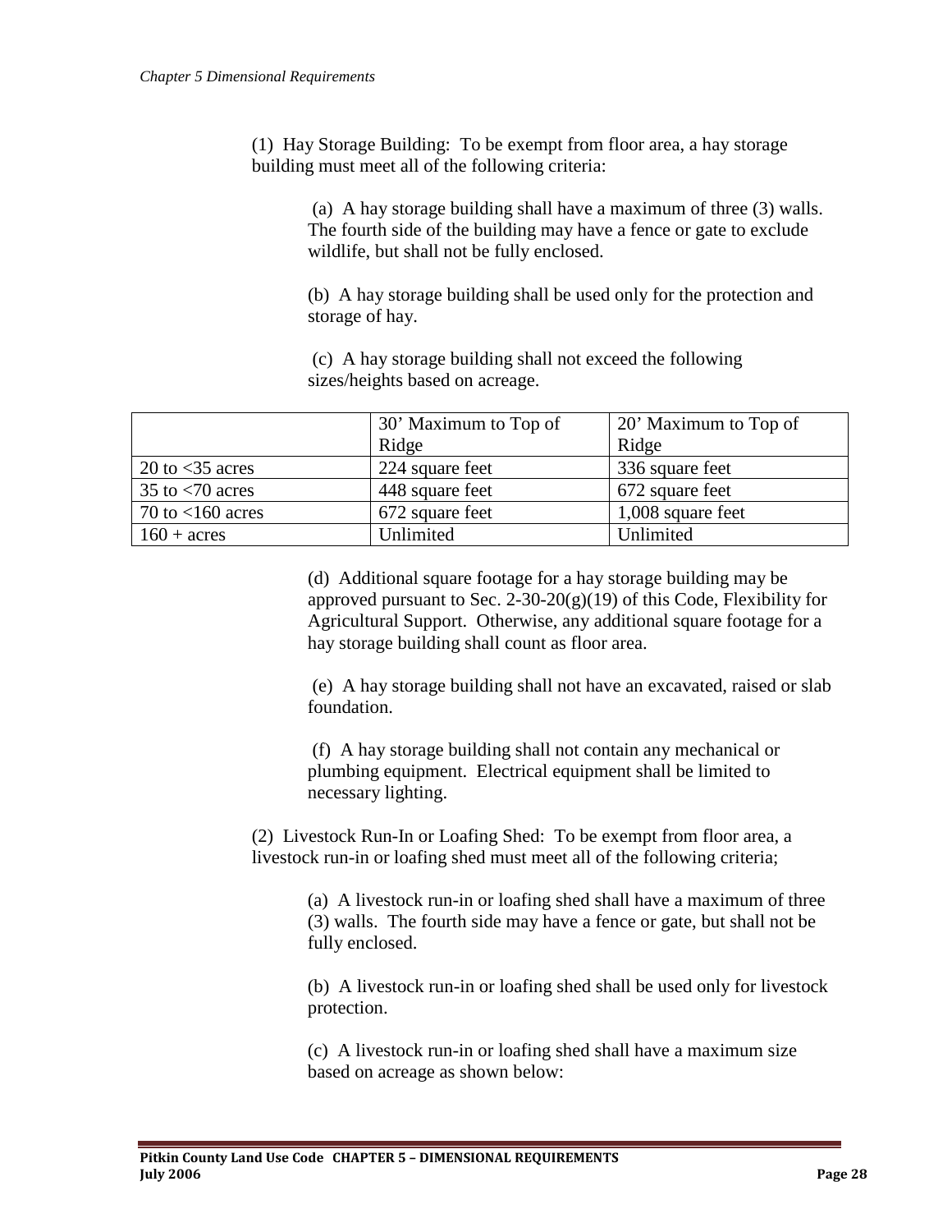(1) Hay Storage Building: To be exempt from floor area, a hay storage building must meet all of the following criteria:

(a) A hay storage building shall have a maximum of three (3) walls. The fourth side of the building may have a fence or gate to exclude wildlife, but shall not be fully enclosed.

(b) A hay storage building shall be used only for the protection and storage of hay.

(c) A hay storage building shall not exceed the following sizes/heights based on acreage.

| | 30' Maximum to Top of Ridge | 20' Maximum to Top of Ridge |
|---|---|---|
| 20 to <35 acres | 224 square feet | 336 square feet |
| 35 to <70 acres | 448 square feet | 672 square feet |
| 70 to <160 acres | 672 square feet | 1,008 square feet |
| 160 + acres | Unlimited | Unlimited |

(d) Additional square footage for a hay storage building may be approved pursuant to Sec. 2-30-20(g)(19) of this Code, Flexibility for Agricultural Support. Otherwise, any additional square footage for a hay storage building shall count as floor area.

(e) A hay storage building shall not have an excavated, raised or slab foundation.

(f) A hay storage building shall not contain any mechanical or plumbing equipment. Electrical equipment shall be limited to necessary lighting.

(2) Livestock Run-In or Loafing Shed: To be exempt from floor area, a livestock run-in or loafing shed must meet all of the following criteria;

(a) A livestock run-in or loafing shed shall have a maximum of three (3) walls. The fourth side may have a fence or gate, but shall not be fully enclosed.

(b) A livestock run-in or loafing shed shall be used only for livestock protection.

(c) A livestock run-in or loafing shed shall have a maximum size based on acreage as shown below: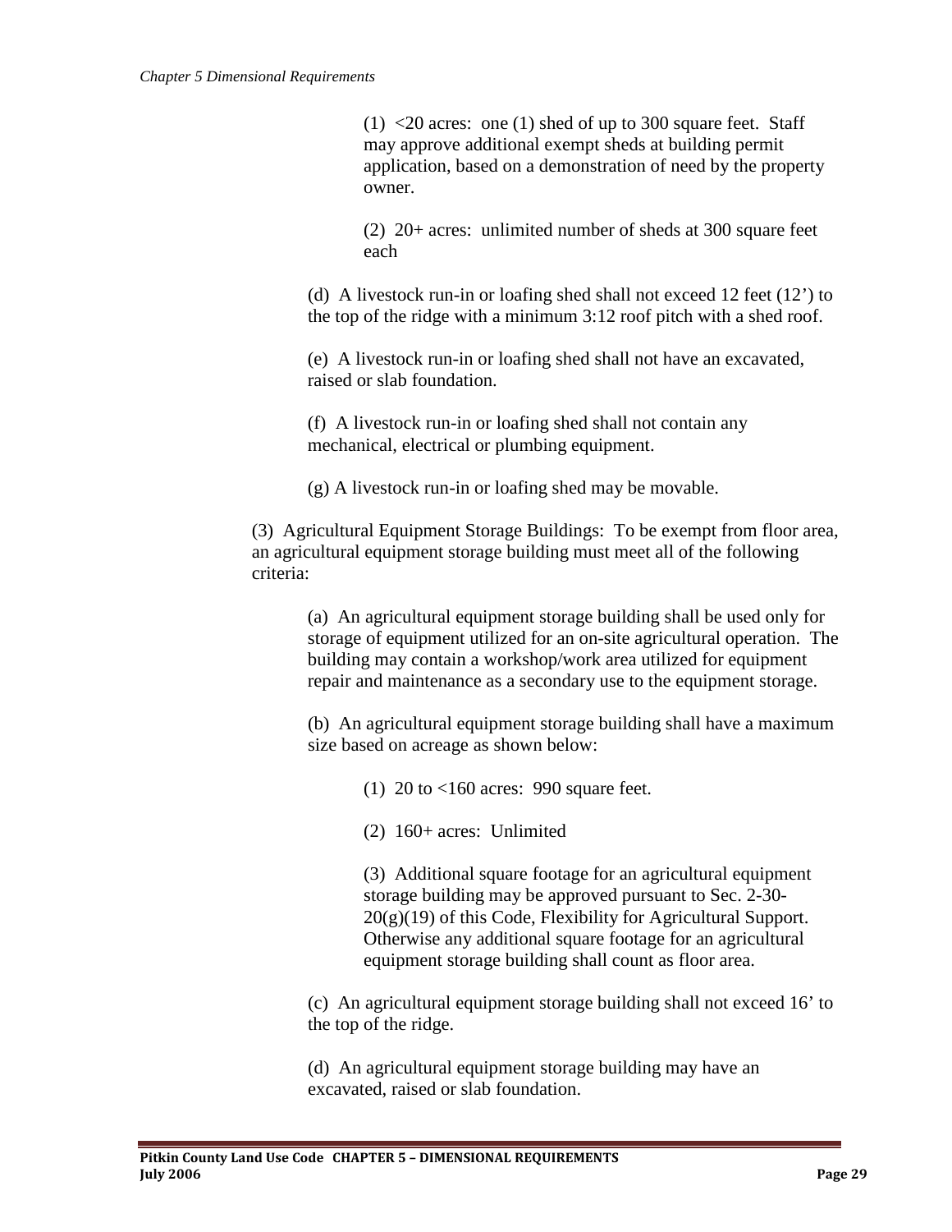(1) <20 acres: one (1) shed of up to 300 square feet. Staff may approve additional exempt sheds at building permit application, based on a demonstration of need by the property owner.

(2) 20+ acres: unlimited number of sheds at 300 square feet each

(d) A livestock run-in or loafing shed shall not exceed 12 feet (12') to the top of the ridge with a minimum 3:12 roof pitch with a shed roof.

(e) A livestock run-in or loafing shed shall not have an excavated, raised or slab foundation.

(f) A livestock run-in or loafing shed shall not contain any mechanical, electrical or plumbing equipment.

(g) A livestock run-in or loafing shed may be movable.

(3) Agricultural Equipment Storage Buildings: To be exempt from floor area, an agricultural equipment storage building must meet all of the following criteria:

(a) An agricultural equipment storage building shall be used only for storage of equipment utilized for an on-site agricultural operation. The building may contain a workshop/work area utilized for equipment repair and maintenance as a secondary use to the equipment storage.

(b) An agricultural equipment storage building shall have a maximum size based on acreage as shown below:

(1) 20 to <160 acres: 990 square feet.

(2) 160+ acres: Unlimited

(3) Additional square footage for an agricultural equipment storage building may be approved pursuant to Sec. 2-30-20(g)(19) of this Code, Flexibility for Agricultural Support. Otherwise any additional square footage for an agricultural equipment storage building shall count as floor area.

(c) An agricultural equipment storage building shall not exceed 16' to the top of the ridge.

(d) An agricultural equipment storage building may have an excavated, raised or slab foundation.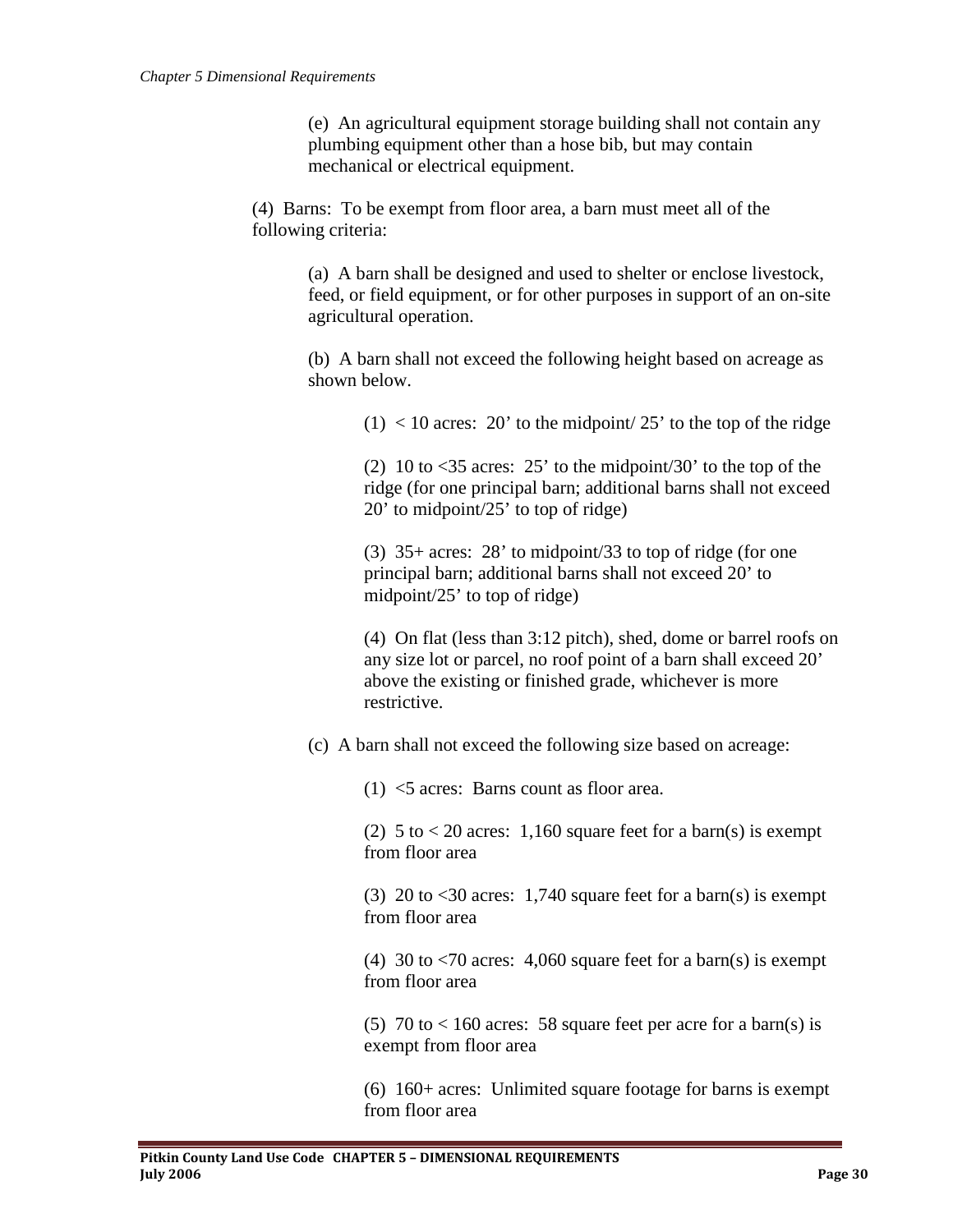(e) An agricultural equipment storage building shall not contain any plumbing equipment other than a hose bib, but may contain mechanical or electrical equipment.

(4) Barns: To be exempt from floor area, a barn must meet all of the following criteria:

(a) A barn shall be designed and used to shelter or enclose livestock, feed, or field equipment, or for other purposes in support of an on-site agricultural operation.

(b) A barn shall not exceed the following height based on acreage as shown below.

(1) < 10 acres: 20’ to the midpoint/ 25’ to the top of the ridge

(2) 10 to <35 acres: 25’ to the midpoint/30’ to the top of the ridge (for one principal barn; additional barns shall not exceed 20’ to midpoint/25’ to top of ridge)

(3) 35+ acres: 28’ to midpoint/33 to top of ridge (for one principal barn; additional barns shall not exceed 20’ to midpoint/25’ to top of ridge)

(4) On flat (less than 3:12 pitch), shed, dome or barrel roofs on any size lot or parcel, no roof point of a barn shall exceed 20’ above the existing or finished grade, whichever is more restrictive.

(c) A barn shall not exceed the following size based on acreage:

(1) <5 acres: Barns count as floor area.

(2) 5 to < 20 acres: 1,160 square feet for a barn(s) is exempt from floor area

(3) 20 to <30 acres: 1,740 square feet for a barn(s) is exempt from floor area

(4) 30 to <70 acres: 4,060 square feet for a barn(s) is exempt from floor area

(5) 70 to < 160 acres: 58 square feet per acre for a barn(s) is exempt from floor area

(6) 160+ acres: Unlimited square footage for barns is exempt from floor area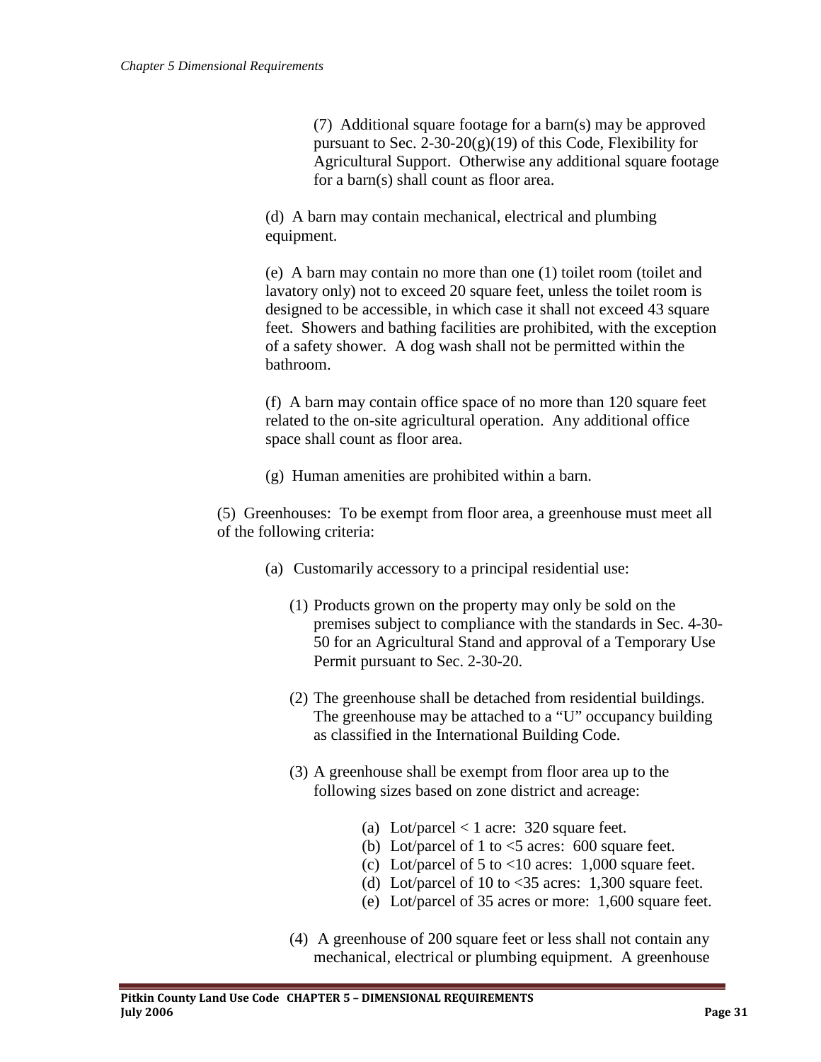(7) Additional square footage for a barn(s) may be approved pursuant to Sec. 2-30-20(g)(19) of this Code, Flexibility for Agricultural Support. Otherwise any additional square footage for a barn(s) shall count as floor area.

(d) A barn may contain mechanical, electrical and plumbing equipment.

(e) A barn may contain no more than one (1) toilet room (toilet and lavatory only) not to exceed 20 square feet, unless the toilet room is designed to be accessible, in which case it shall not exceed 43 square feet. Showers and bathing facilities are prohibited, with the exception of a safety shower. A dog wash shall not be permitted within the bathroom.

(f) A barn may contain office space of no more than 120 square feet related to the on-site agricultural operation. Any additional office space shall count as floor area.

(g) Human amenities are prohibited within a barn.

(5) Greenhouses: To be exempt from floor area, a greenhouse must meet all of the following criteria:

(a) Customarily accessory to a principal residential use:

(1) Products grown on the property may only be sold on the premises subject to compliance with the standards in Sec. 4-30-50 for an Agricultural Stand and approval of a Temporary Use Permit pursuant to Sec. 2-30-20.

(2) The greenhouse shall be detached from residential buildings. The greenhouse may be attached to a "U" occupancy building as classified in the International Building Code.

(3) A greenhouse shall be exempt from floor area up to the following sizes based on zone district and acreage:

(a) Lot/parcel < 1 acre: 320 square feet.
(b) Lot/parcel of 1 to <5 acres: 600 square feet.
(c) Lot/parcel of 5 to <10 acres: 1,000 square feet.
(d) Lot/parcel of 10 to <35 acres: 1,300 square feet.
(e) Lot/parcel of 35 acres or more: 1,600 square feet.

(4) A greenhouse of 200 square feet or less shall not contain any mechanical, electrical or plumbing equipment. A greenhouse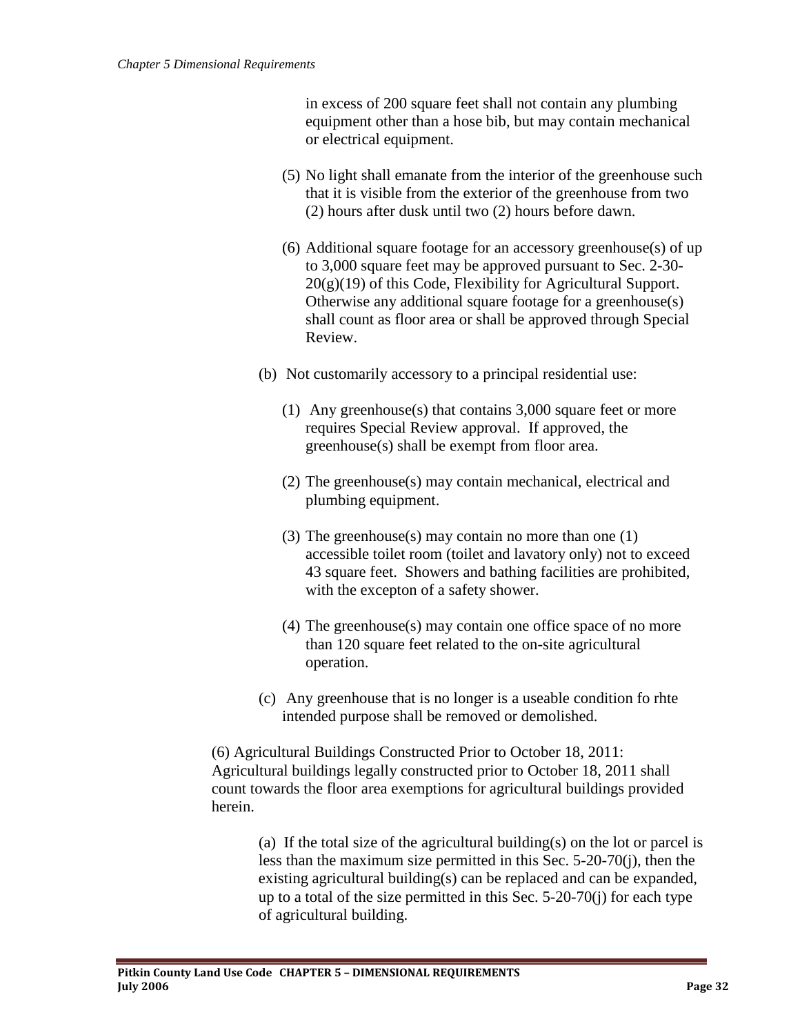in excess of 200 square feet shall not contain any plumbing equipment other than a hose bib, but may contain mechanical or electrical equipment.

(5) No light shall emanate from the interior of the greenhouse such that it is visible from the exterior of the greenhouse from two (2) hours after dusk until two (2) hours before dawn.

(6) Additional square footage for an accessory greenhouse(s) of up to 3,000 square feet may be approved pursuant to Sec. 2-30-20(g)(19) of this Code, Flexibility for Agricultural Support. Otherwise any additional square footage for a greenhouse(s) shall count as floor area or shall be approved through Special Review.

(b) Not customarily accessory to a principal residential use:

(1) Any greenhouse(s) that contains 3,000 square feet or more requires Special Review approval. If approved, the greenhouse(s) shall be exempt from floor area.

(2) The greenhouse(s) may contain mechanical, electrical and plumbing equipment.

(3) The greenhouse(s) may contain no more than one (1) accessible toilet room (toilet and lavatory only) not to exceed 43 square feet. Showers and bathing facilities are prohibited, with the excepton of a safety shower.

(4) The greenhouse(s) may contain one office space of no more than 120 square feet related to the on-site agricultural operation.

(c) Any greenhouse that is no longer is a useable condition fo rhte intended purpose shall be removed or demolished.

(6) Agricultural Buildings Constructed Prior to October 18, 2011: Agricultural buildings legally constructed prior to October 18, 2011 shall count towards the floor area exemptions for agricultural buildings provided herein.

(a) If the total size of the agricultural building(s) on the lot or parcel is less than the maximum size permitted in this Sec. 5-20-70(j), then the existing agricultural building(s) can be replaced and can be expanded, up to a total of the size permitted in this Sec. 5-20-70(j) for each type of agricultural building.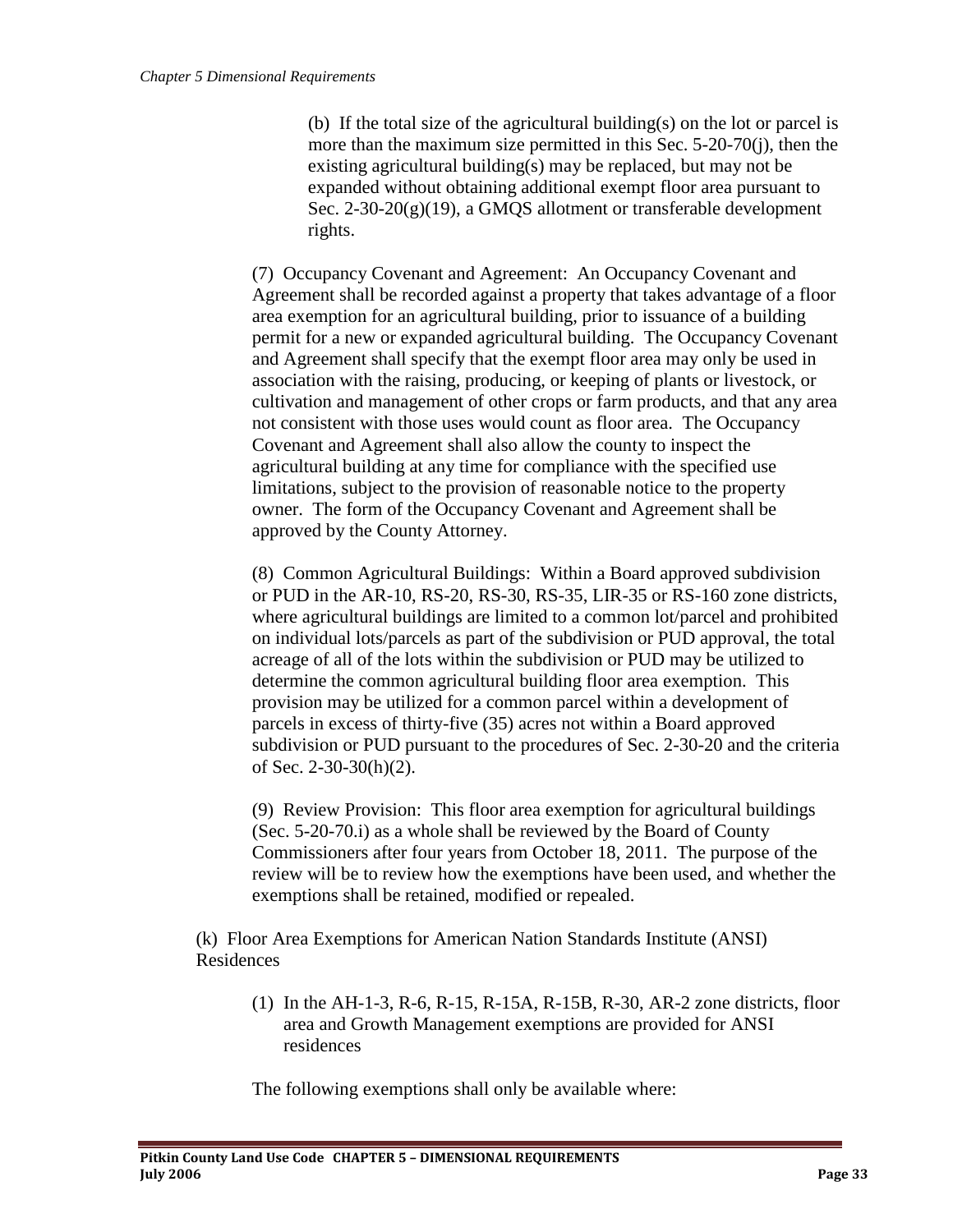(b) If the total size of the agricultural building(s) on the lot or parcel is more than the maximum size permitted in this Sec. 5-20-70(j), then the existing agricultural building(s) may be replaced, but may not be expanded without obtaining additional exempt floor area pursuant to Sec. 2-30-20(g)(19), a GMQS allotment or transferable development rights.

(7) Occupancy Covenant and Agreement: An Occupancy Covenant and Agreement shall be recorded against a property that takes advantage of a floor area exemption for an agricultural building, prior to issuance of a building permit for a new or expanded agricultural building. The Occupancy Covenant and Agreement shall specify that the exempt floor area may only be used in association with the raising, producing, or keeping of plants or livestock, or cultivation and management of other crops or farm products, and that any area not consistent with those uses would count as floor area. The Occupancy Covenant and Agreement shall also allow the county to inspect the agricultural building at any time for compliance with the specified use limitations, subject to the provision of reasonable notice to the property owner. The form of the Occupancy Covenant and Agreement shall be approved by the County Attorney.

(8) Common Agricultural Buildings: Within a Board approved subdivision or PUD in the AR-10, RS-20, RS-30, RS-35, LIR-35 or RS-160 zone districts, where agricultural buildings are limited to a common lot/parcel and prohibited on individual lots/parcels as part of the subdivision or PUD approval, the total acreage of all of the lots within the subdivision or PUD may be utilized to determine the common agricultural building floor area exemption. This provision may be utilized for a common parcel within a development of parcels in excess of thirty-five (35) acres not within a Board approved subdivision or PUD pursuant to the procedures of Sec. 2-30-20 and the criteria of Sec. 2-30-30(h)(2).

(9) Review Provision: This floor area exemption for agricultural buildings (Sec. 5-20-70.i) as a whole shall be reviewed by the Board of County Commissioners after four years from October 18, 2011. The purpose of the review will be to review how the exemptions have been used, and whether the exemptions shall be retained, modified or repealed.

(k) Floor Area Exemptions for American Nation Standards Institute (ANSI) Residences

(1) In the AH-1-3, R-6, R-15, R-15A, R-15B, R-30, AR-2 zone districts, floor area and Growth Management exemptions are provided for ANSI residences

The following exemptions shall only be available where: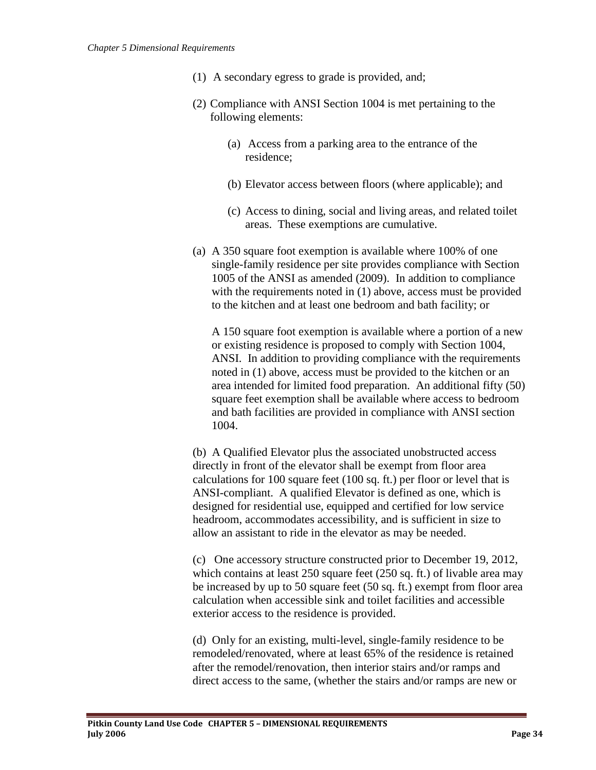(1) A secondary egress to grade is provided, and;

(2) Compliance with ANSI Section 1004 is met pertaining to the following elements:

   (a) Access from a parking area to the entrance of the residence;

   (b) Elevator access between floors (where applicable); and

   (c) Access to dining, social and living areas, and related toilet areas. These exemptions are cumulative.

(a) A 350 square foot exemption is available where 100% of one single-family residence per site provides compliance with Section 1005 of the ANSI as amended (2009). In addition to compliance with the requirements noted in (1) above, access must be provided to the kitchen and at least one bedroom and bath facility; or

A 150 square foot exemption is available where a portion of a new or existing residence is proposed to comply with Section 1004, ANSI. In addition to providing compliance with the requirements noted in (1) above, access must be provided to the kitchen or an area intended for limited food preparation. An additional fifty (50) square feet exemption shall be available where access to bedroom and bath facilities are provided in compliance with ANSI section 1004.

(b) A Qualified Elevator plus the associated unobstructed access directly in front of the elevator shall be exempt from floor area calculations for 100 square feet (100 sq. ft.) per floor or level that is ANSI-compliant. A qualified Elevator is defined as one, which is designed for residential use, equipped and certified for low service headroom, accommodates accessibility, and is sufficient in size to allow an assistant to ride in the elevator as may be needed.

(c) One accessory structure constructed prior to December 19, 2012, which contains at least 250 square feet (250 sq. ft.) of livable area may be increased by up to 50 square feet (50 sq. ft.) exempt from floor area calculation when accessible sink and toilet facilities and accessible exterior access to the residence is provided.

(d) Only for an existing, multi-level, single-family residence to be remodeled/renovated, where at least 65% of the residence is retained after the remodel/renovation, then interior stairs and/or ramps and direct access to the same, (whether the stairs and/or ramps are new or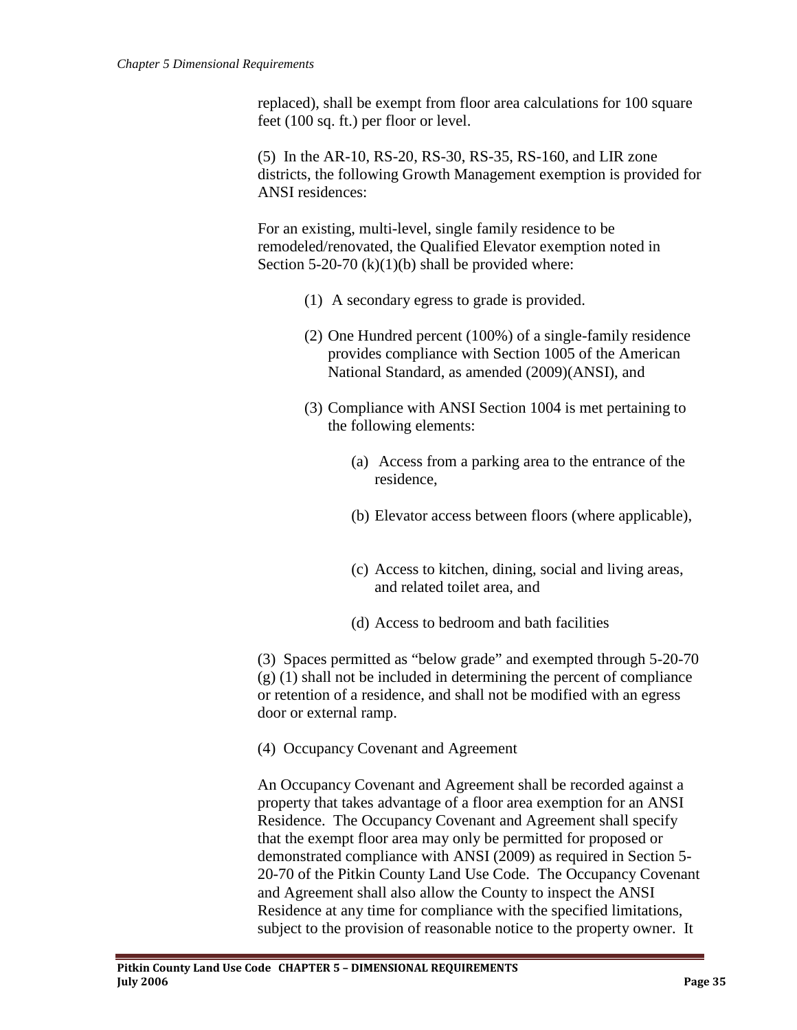replaced), shall be exempt from floor area calculations for 100 square feet (100 sq. ft.) per floor or level.

(5) In the AR-10, RS-20, RS-30, RS-35, RS-160, and LIR zone districts, the following Growth Management exemption is provided for ANSI residences:

For an existing, multi-level, single family residence to be remodeled/renovated, the Qualified Elevator exemption noted in Section 5-20-70 (k)(1)(b) shall be provided where:

(1) A secondary egress to grade is provided.

(2) One Hundred percent (100%) of a single-family residence provides compliance with Section 1005 of the American National Standard, as amended (2009)(ANSI), and

(3) Compliance with ANSI Section 1004 is met pertaining to the following elements:

(a) Access from a parking area to the entrance of the residence,

(b) Elevator access between floors (where applicable),

(c) Access to kitchen, dining, social and living areas, and related toilet area, and

(d) Access to bedroom and bath facilities

(3) Spaces permitted as "below grade" and exempted through 5-20-70 (g) (1) shall not be included in determining the percent of compliance or retention of a residence, and shall not be modified with an egress door or external ramp.

(4) Occupancy Covenant and Agreement

An Occupancy Covenant and Agreement shall be recorded against a property that takes advantage of a floor area exemption for an ANSI Residence. The Occupancy Covenant and Agreement shall specify that the exempt floor area may only be permitted for proposed or demonstrated compliance with ANSI (2009) as required in Section 5-20-70 of the Pitkin County Land Use Code. The Occupancy Covenant and Agreement shall also allow the County to inspect the ANSI Residence at any time for compliance with the specified limitations, subject to the provision of reasonable notice to the property owner. It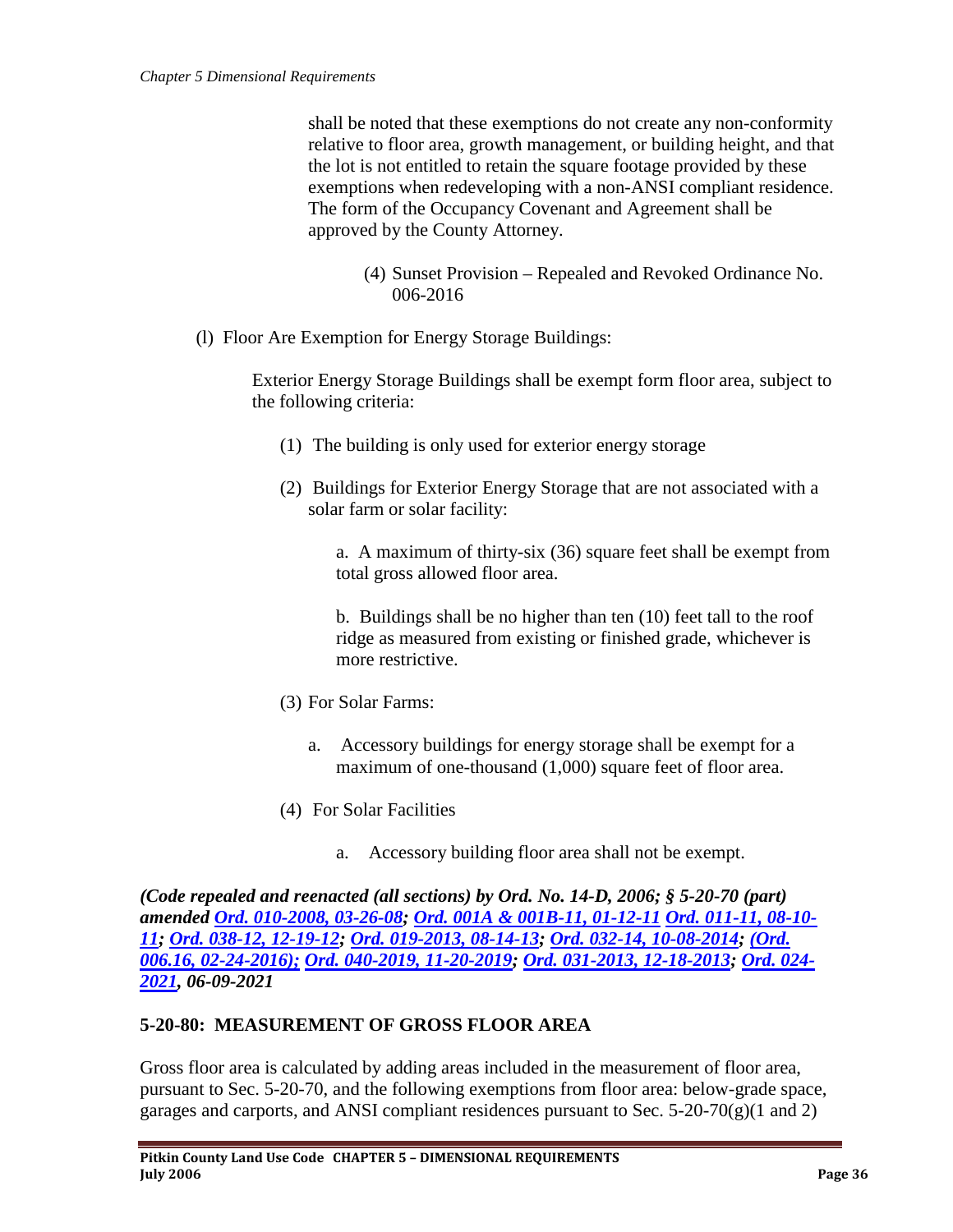shall be noted that these exemptions do not create any non-conformity relative to floor area, growth management, or building height, and that the lot is not entitled to retain the square footage provided by these exemptions when redeveloping with a non-ANSI compliant residence. The form of the Occupancy Covenant and Agreement shall be approved by the County Attorney.

(4) Sunset Provision – Repealed and Revoked Ordinance No. 006-2016

(l) Floor Are Exemption for Energy Storage Buildings:

Exterior Energy Storage Buildings shall be exempt form floor area, subject to the following criteria:

(1) The building is only used for exterior energy storage

(2) Buildings for Exterior Energy Storage that are not associated with a solar farm or solar facility:

a. A maximum of thirty-six (36) square feet shall be exempt from total gross allowed floor area.

b. Buildings shall be no higher than ten (10) feet tall to the roof ridge as measured from existing or finished grade, whichever is more restrictive.

(3) For Solar Farms:

a. Accessory buildings for energy storage shall be exempt for a maximum of one-thousand (1,000) square feet of floor area.

(4) For Solar Facilities

a. Accessory building floor area shall not be exempt.

***(Code repealed and reenacted (all sections) by Ord. No. 14-D, 2006; § 5-20-70 (part) amended Ord. 010-2008, 03-26-08; Ord. 001A & 001B-11, 01-12-11 Ord. 011-11, 08-10-11; Ord. 038-12, 12-19-12; Ord. 019-2013, 08-14-13; Ord. 032-14, 10-08-2014; (Ord. 006.16, 02-24-2016); Ord. 040-2019, 11-20-2019; Ord. 031-2013, 12-18-2013; Ord. 024-2021, 06-09-2021***

## 5-20-80: MEASUREMENT OF GROSS FLOOR AREA

Gross floor area is calculated by adding areas included in the measurement of floor area, pursuant to Sec. 5-20-70, and the following exemptions from floor area: below-grade space, garages and carports, and ANSI compliant residences pursuant to Sec. 5-20-70(g)(1 and 2)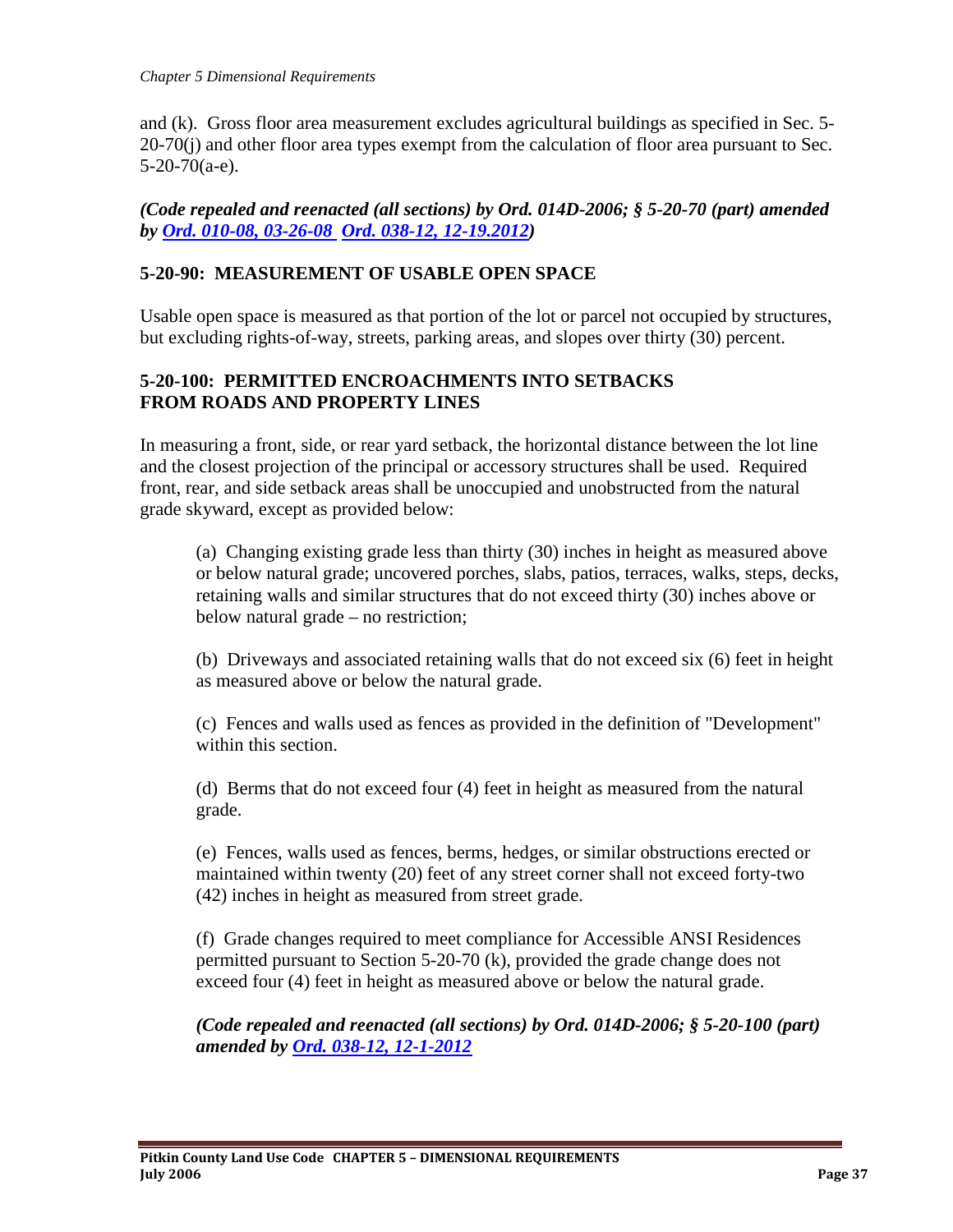and (k). Gross floor area measurement excludes agricultural buildings as specified in Sec. 5-20-70(j) and other floor area types exempt from the calculation of floor area pursuant to Sec. 5-20-70(a-e).

***(Code repealed and reenacted (all sections) by Ord. 014D-2006; § 5-20-70 (part) amended by Ord. 010-08, 03-26-08 Ord. 038-12, 12-19.2012)***

## 5-20-90: MEASUREMENT OF USABLE OPEN SPACE

Usable open space is measured as that portion of the lot or parcel not occupied by structures, but excluding rights-of-way, streets, parking areas, and slopes over thirty (30) percent.

## 5-20-100: PERMITTED ENCROACHMENTS INTO SETBACKS FROM ROADS AND PROPERTY LINES

In measuring a front, side, or rear yard setback, the horizontal distance between the lot line and the closest projection of the principal or accessory structures shall be used. Required front, rear, and side setback areas shall be unoccupied and unobstructed from the natural grade skyward, except as provided below:

(a) Changing existing grade less than thirty (30) inches in height as measured above or below natural grade; uncovered porches, slabs, patios, terraces, walks, steps, decks, retaining walls and similar structures that do not exceed thirty (30) inches above or below natural grade – no restriction;

(b) Driveways and associated retaining walls that do not exceed six (6) feet in height as measured above or below the natural grade.

(c) Fences and walls used as fences as provided in the definition of "Development" within this section.

(d) Berms that do not exceed four (4) feet in height as measured from the natural grade.

(e) Fences, walls used as fences, berms, hedges, or similar obstructions erected or maintained within twenty (20) feet of any street corner shall not exceed forty-two (42) inches in height as measured from street grade.

(f) Grade changes required to meet compliance for Accessible ANSI Residences permitted pursuant to Section 5-20-70 (k), provided the grade change does not exceed four (4) feet in height as measured above or below the natural grade.

***(Code repealed and reenacted (all sections) by Ord. 014D-2006; § 5-20-100 (part) amended by Ord. 038-12, 12-1-2012***